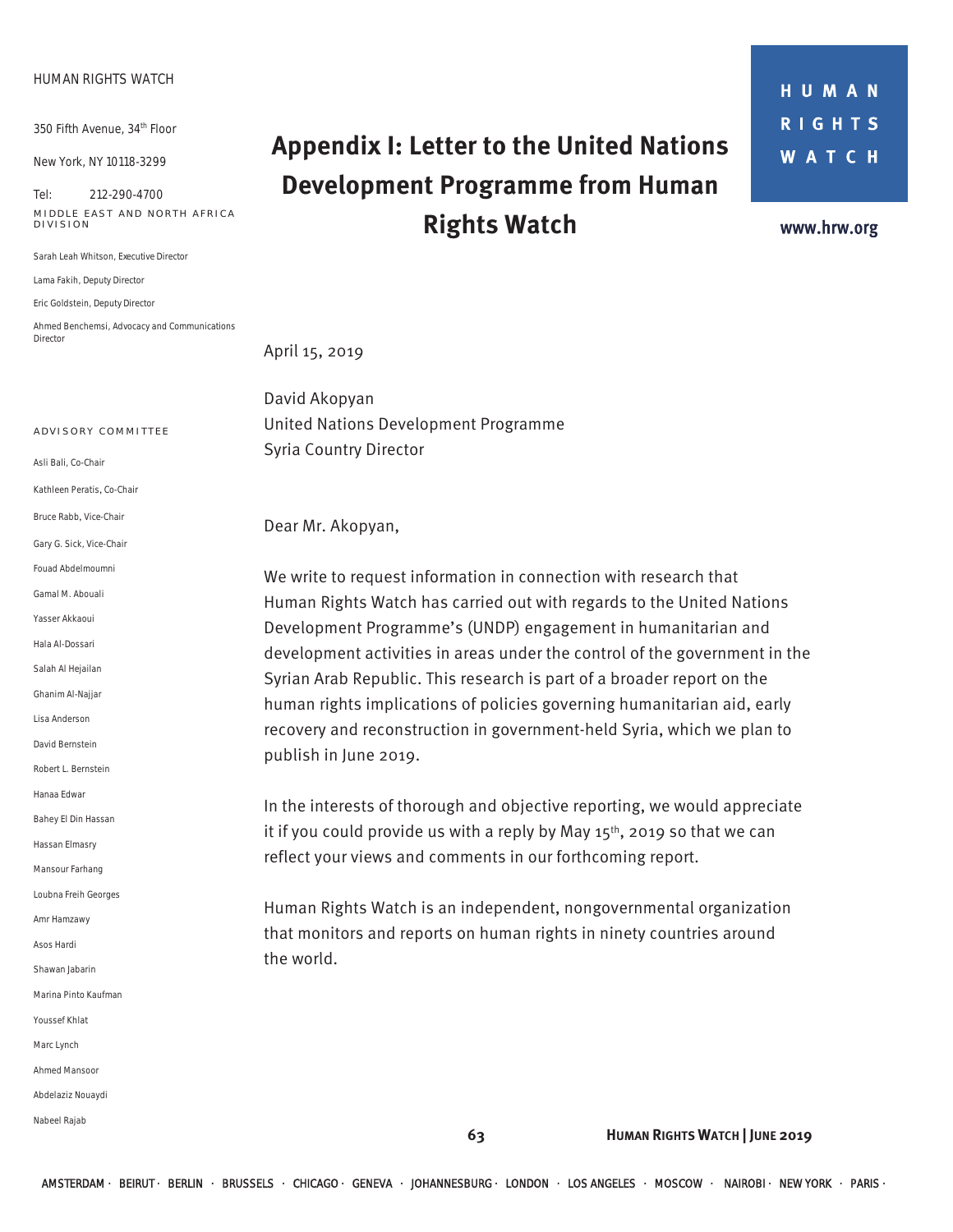HUMAN RIGHTS WATCH

350 Fifth Avenue, 34th Floor

New York, NY 10118-3299

Tel: 212-290-4700

MIDDLE EAST AND NORTH AFRICA DIVISION

Sarah Leah Whitson, Executive Director

Lama Fakih, Deputy Director

Eric Goldstein, Deputy Director

Ahmed Benchemsi, Advocacy and Communications Director

ADVISORY COMMITTEE

Asli Bali, Co-Chair

Kathleen Peratis, Co-Chair

Bruce Rabb, Vice-Chair

Gary G. Sick, Vice-Chair

Fouad Abdelmoumni

Gamal M. Abouali

Yasser Akkaoui

Hala Al-Dossari

Salah Al Hejailan

Ghanim Al-Najjar

Lisa Anderson

David Bernstein

Robert L. Bernstein

Hanaa Edwar

Bahey El Din Hassan

Hassan Elmasry

Mansour Farhang

Loubna Freih Georges

Amr Hamzawy

Asos Hardi

Shawan Jabarin

Marina Pinto Kaufman

Youssef Khlat

Marc Lynch

Ahmed Mansoor

Abdelaziz Nouaydi

Nabeel Rajab

# Appendix I: Letter to the United Nations Development Programme from Human Rights Watch

HUMAN RIGHTS WATCH

www.hrw.org

April 15, 2019

David Akopyan
United Nations Development Programme
Syria Country Director

Dear Mr. Akopyan,

We write to request information in connection with research that Human Rights Watch has carried out with regards to the United Nations Development Programme's (UNDP) engagement in humanitarian and development activities in areas under the control of the government in the Syrian Arab Republic. This research is part of a broader report on the human rights implications of policies governing humanitarian aid, early recovery and reconstruction in government-held Syria, which we plan to publish in June 2019.

In the interests of thorough and objective reporting, we would appreciate it if you could provide us with a reply by May 15th, 2019 so that we can reflect your views and comments in our forthcoming report.

Human Rights Watch is an independent, nongovernmental organization that monitors and reports on human rights in ninety countries around the world.

AMSTERDAM · BEIRUT · BERLIN · BRUSSELS · CHICAGO · GENEVA · JOHANNESBURG · LONDON · LOS ANGELES · MOSCOW · NAIROBI · NEW YORK · PARIS ·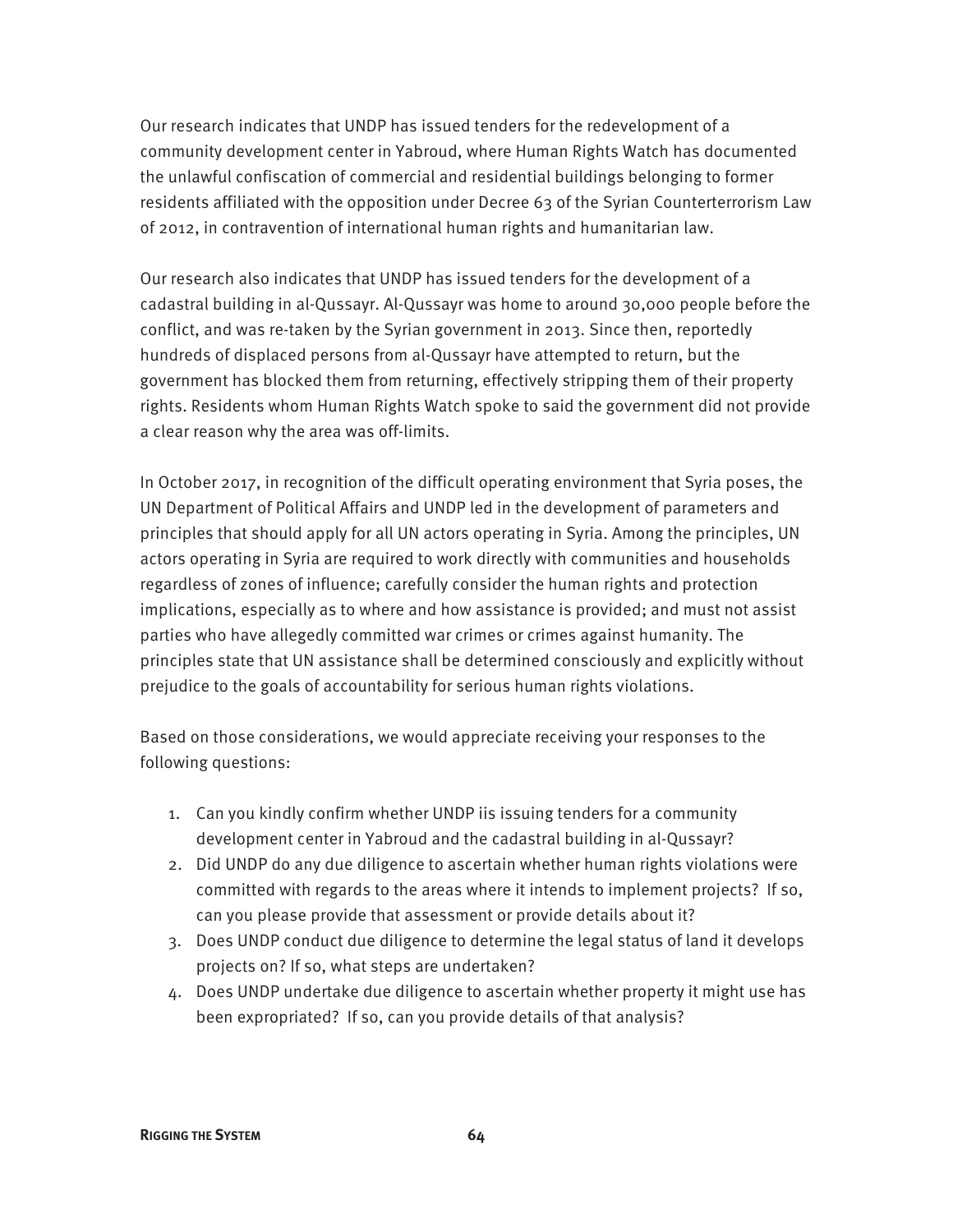Our research indicates that UNDP has issued tenders for the redevelopment of a community development center in Yabroud, where Human Rights Watch has documented the unlawful confiscation of commercial and residential buildings belonging to former residents affiliated with the opposition under Decree 63 of the Syrian Counterterrorism Law of 2012, in contravention of international human rights and humanitarian law.

Our research also indicates that UNDP has issued tenders for the development of a cadastral building in al-Qussayr. Al-Qussayr was home to around 30,000 people before the conflict, and was re-taken by the Syrian government in 2013. Since then, reportedly hundreds of displaced persons from al-Qussayr have attempted to return, but the government has blocked them from returning, effectively stripping them of their property rights. Residents whom Human Rights Watch spoke to said the government did not provide a clear reason why the area was off-limits.

In October 2017, in recognition of the difficult operating environment that Syria poses, the UN Department of Political Affairs and UNDP led in the development of parameters and principles that should apply for all UN actors operating in Syria. Among the principles, UN actors operating in Syria are required to work directly with communities and households regardless of zones of influence; carefully consider the human rights and protection implications, especially as to where and how assistance is provided; and must not assist parties who have allegedly committed war crimes or crimes against humanity. The principles state that UN assistance shall be determined consciously and explicitly without prejudice to the goals of accountability for serious human rights violations.

Based on those considerations, we would appreciate receiving your responses to the following questions:

1. Can you kindly confirm whether UNDP iis issuing tenders for a community development center in Yabroud and the cadastral building in al-Qussayr?
2. Did UNDP do any due diligence to ascertain whether human rights violations were committed with regards to the areas where it intends to implement projects? If so, can you please provide that assessment or provide details about it?
3. Does UNDP conduct due diligence to determine the legal status of land it develops projects on? If so, what steps are undertaken?
4. Does UNDP undertake due diligence to ascertain whether property it might use has been expropriated? If so, can you provide details of that analysis?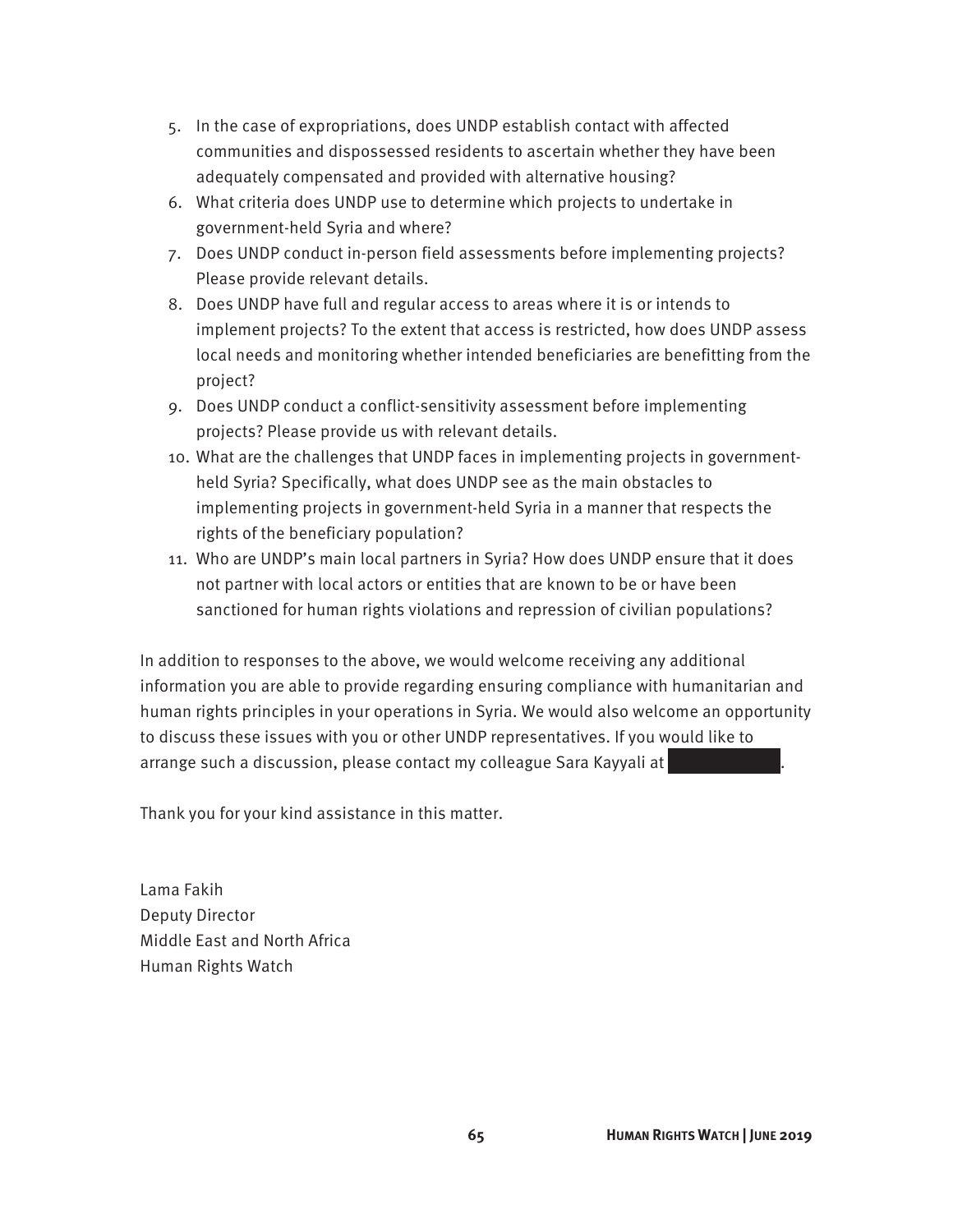5. In the case of expropriations, does UNDP establish contact with affected communities and dispossessed residents to ascertain whether they have been adequately compensated and provided with alternative housing?
6. What criteria does UNDP use to determine which projects to undertake in government-held Syria and where?
7. Does UNDP conduct in-person field assessments before implementing projects? Please provide relevant details.
8. Does UNDP have full and regular access to areas where it is or intends to implement projects? To the extent that access is restricted, how does UNDP assess local needs and monitoring whether intended beneficiaries are benefitting from the project?
9. Does UNDP conduct a conflict-sensitivity assessment before implementing projects? Please provide us with relevant details.
10. What are the challenges that UNDP faces in implementing projects in government-held Syria? Specifically, what does UNDP see as the main obstacles to implementing projects in government-held Syria in a manner that respects the rights of the beneficiary population?
11. Who are UNDP's main local partners in Syria? How does UNDP ensure that it does not partner with local actors or entities that are known to be or have been sanctioned for human rights violations and repression of civilian populations?

In addition to responses to the above, we would welcome receiving any additional information you are able to provide regarding ensuring compliance with humanitarian and human rights principles in your operations in Syria. We would also welcome an opportunity to discuss these issues with you or other UNDP representatives. If you would like to arrange such a discussion, please contact my colleague Sara Kayyali at .

Thank you for your kind assistance in this matter.

Lama Fakih
Deputy Director
Middle East and North Africa
Human Rights Watch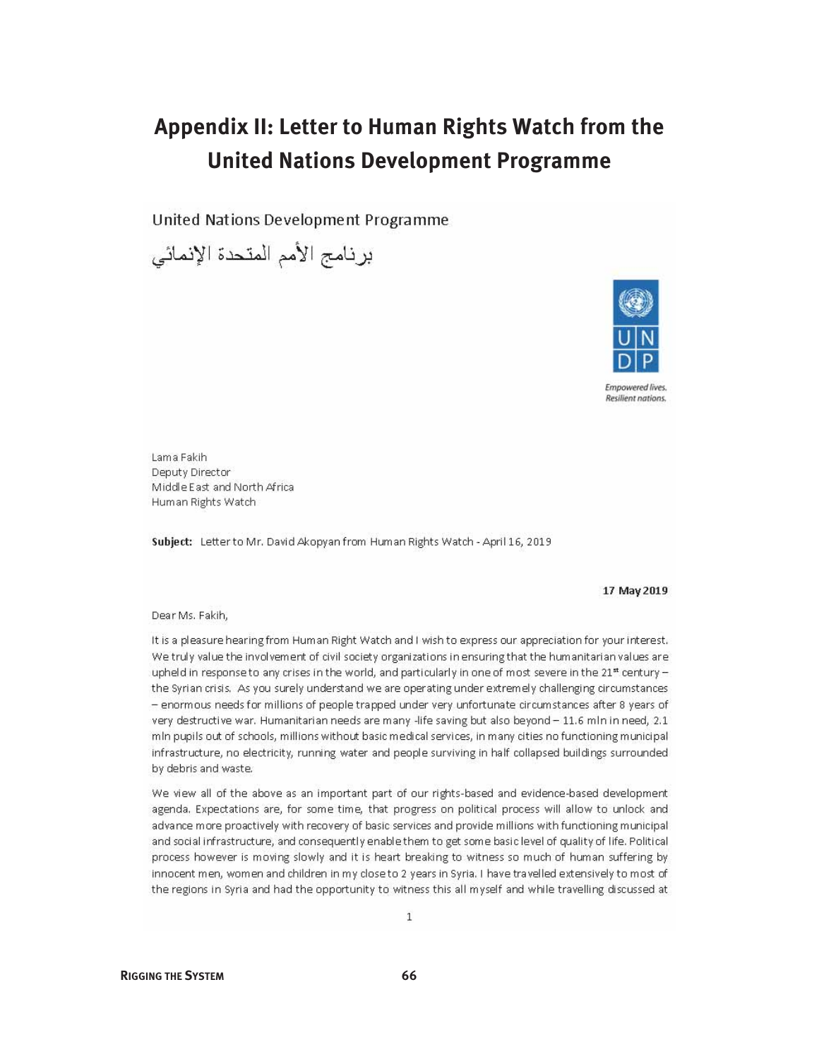# Appendix II: Letter to Human Rights Watch from the United Nations Development Programme

United Nations Development Programme

برنامج الأمم المتحدة الإنمائي

UNDP

*Empowered lives. Resilient nations.*

Lama Fakih
Deputy Director
Middle East and North Africa
Human Rights Watch

**Subject:** Letter to Mr. David Akopyan from Human Rights Watch - April 16, 2019

**17 May 2019**

Dear Ms. Fakih,

It is a pleasure hearing from Human Right Watch and I wish to express our appreciation for your interest. We truly value the involvement of civil society organizations in ensuring that the humanitarian values are upheld in response to any crises in the world, and particularly in one of most severe in the 21st century – the Syrian crisis. As you surely understand we are operating under extremely challenging circumstances – enormous needs for millions of people trapped under very unfortunate circumstances after 8 years of very destructive war. Humanitarian needs are many -life saving but also beyond – 11.6 mln in need, 2.1 mln pupils out of schools, millions without basic medical services, in many cities no functioning municipal infrastructure, no electricity, running water and people surviving in half collapsed buildings surrounded by debris and waste.

We view all of the above as an important part of our rights-based and evidence-based development agenda. Expectations are, for some time, that progress on political process will allow to unlock and advance more proactively with recovery of basic services and provide millions with functioning municipal and social infrastructure, and consequently enable them to get some basic level of quality of life. Political process however is moving slowly and it is heart breaking to witness so much of human suffering by innocent men, women and children in my close to 2 years in Syria. I have travelled extensively to most of the regions in Syria and had the opportunity to witness this all myself and while travelling discussed at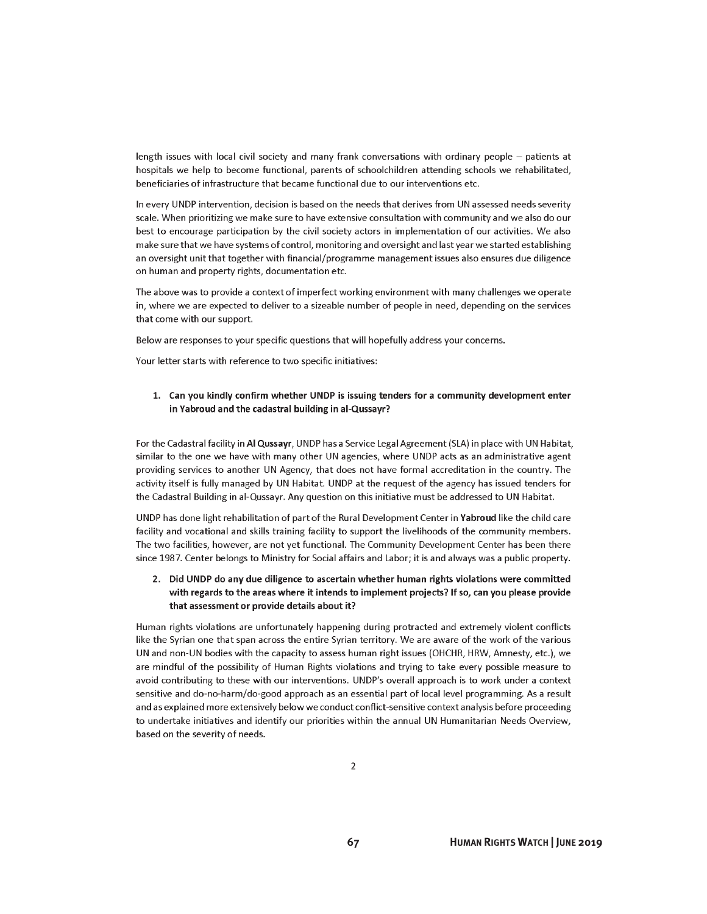length issues with local civil society and many frank conversations with ordinary people – patients at hospitals we help to become functional, parents of schoolchildren attending schools we rehabilitated, beneficiaries of infrastructure that became functional due to our interventions etc.

In every UNDP intervention, decision is based on the needs that derives from UN assessed needs severity scale. When prioritizing we make sure to have extensive consultation with community and we also do our best to encourage participation by the civil society actors in implementation of our activities. We also make sure that we have systems of control, monitoring and oversight and last year we started establishing an oversight unit that together with financial/programme management issues also ensures due diligence on human and property rights, documentation etc.

The above was to provide a context of imperfect working environment with many challenges we operate in, where we are expected to deliver to a sizeable number of people in need, depending on the services that come with our support.

Below are responses to your specific questions that will hopefully address your concerns.

Your letter starts with reference to two specific initiatives:

1. **Can you kindly confirm whether UNDP is issuing tenders for a community development enter in Yabroud and the cadastral building in al-Qussayr?**

For the Cadastral facility in **Al Qussayr**, UNDP has a Service Legal Agreement (SLA) in place with UN Habitat, similar to the one we have with many other UN agencies, where UNDP acts as an administrative agent providing services to another UN Agency, that does not have formal accreditation in the country. The activity itself is fully managed by UN Habitat. UNDP at the request of the agency has issued tenders for the Cadastral Building in al-Qussayr. Any question on this initiative must be addressed to UN Habitat.

UNDP has done light rehabilitation of part of the Rural Development Center in **Yabroud** like the child care facility and vocational and skills training facility to support the livelihoods of the community members. The two facilities, however, are not yet functional. The Community Development Center has been there since 1987. Center belongs to Ministry for Social affairs and Labor; it is and always was a public property.

2. **Did UNDP do any due diligence to ascertain whether human rights violations were committed with regards to the areas where it intends to implement projects? If so, can you please provide that assessment or provide details about it?**

Human rights violations are unfortunately happening during protracted and extremely violent conflicts like the Syrian one that span across the entire Syrian territory. We are aware of the work of the various UN and non-UN bodies with the capacity to assess human right issues (OHCHR, HRW, Amnesty, etc.), we are mindful of the possibility of Human Rights violations and trying to take every possible measure to avoid contributing to these with our interventions. UNDP's overall approach is to work under a context sensitive and do-no-harm/do-good approach as an essential part of local level programming. As a result and as explained more extensively below we conduct conflict-sensitive context analysis before proceeding to undertake initiatives and identify our priorities within the annual UN Humanitarian Needs Overview, based on the severity of needs.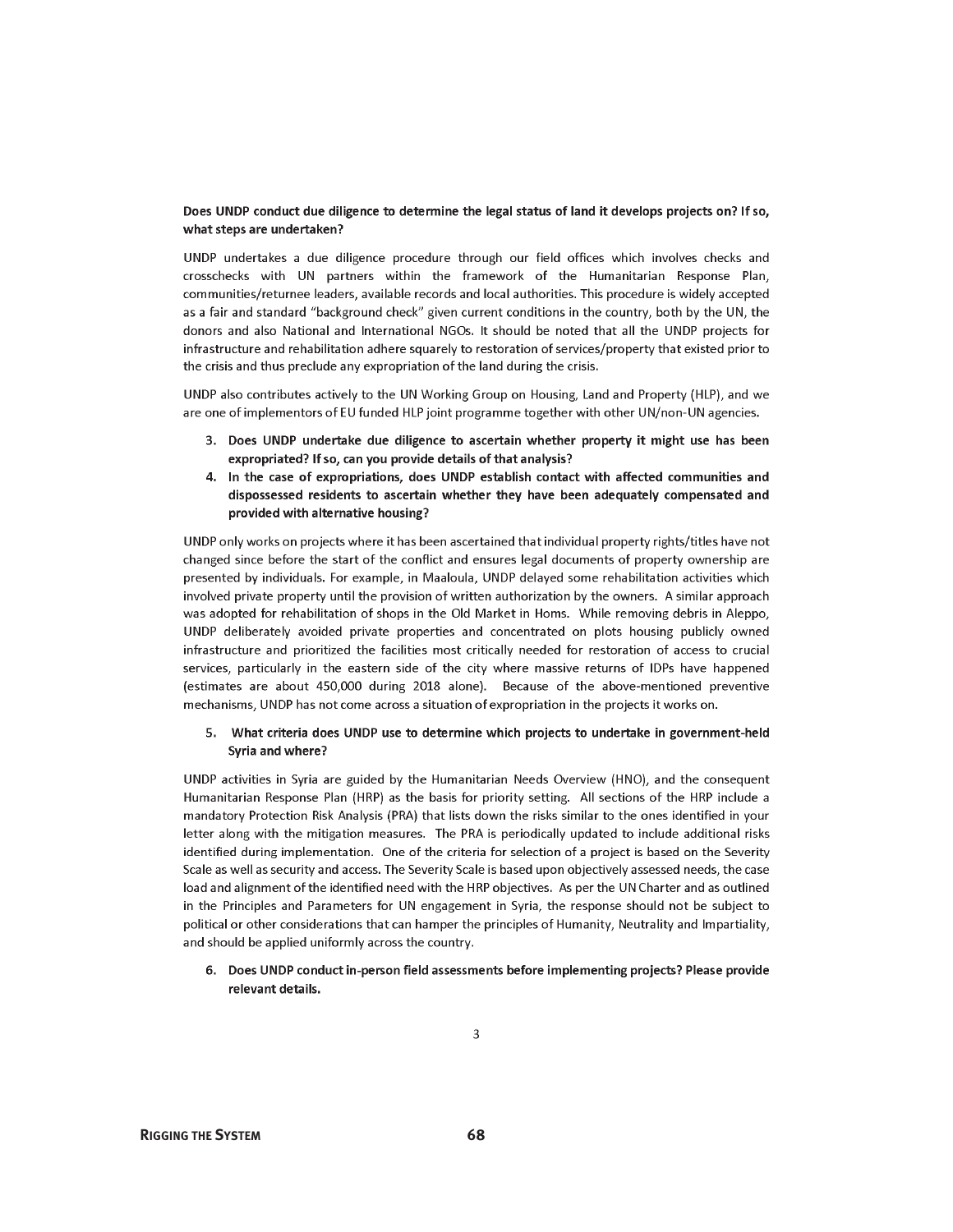**Does UNDP conduct due diligence to determine the legal status of land it develops projects on? If so, what steps are undertaken?**

UNDP undertakes a due diligence procedure through our field offices which involves checks and crosschecks with UN partners within the framework of the Humanitarian Response Plan, communities/returnee leaders, available records and local authorities. This procedure is widely accepted as a fair and standard "background check" given current conditions in the country, both by the UN, the donors and also National and International NGOs. It should be noted that all the UNDP projects for infrastructure and rehabilitation adhere squarely to restoration of services/property that existed prior to the crisis and thus preclude any expropriation of the land during the crisis.

UNDP also contributes actively to the UN Working Group on Housing, Land and Property (HLP), and we are one of implementors of EU funded HLP joint programme together with other UN/non-UN agencies.

3. **Does UNDP undertake due diligence to ascertain whether property it might use has been expropriated? If so, can you provide details of that analysis?**
4. **In the case of expropriations, does UNDP establish contact with affected communities and dispossessed residents to ascertain whether they have been adequately compensated and provided with alternative housing?**

UNDP only works on projects where it has been ascertained that individual property rights/titles have not changed since before the start of the conflict and ensures legal documents of property ownership are presented by individuals. For example, in Maaloula, UNDP delayed some rehabilitation activities which involved private property until the provision of written authorization by the owners. A similar approach was adopted for rehabilitation of shops in the Old Market in Homs. While removing debris in Aleppo, UNDP deliberately avoided private properties and concentrated on plots housing publicly owned infrastructure and prioritized the facilities most critically needed for restoration of access to crucial services, particularly in the eastern side of the city where massive returns of IDPs have happened (estimates are about 450,000 during 2018 alone). Because of the above-mentioned preventive mechanisms, UNDP has not come across a situation of expropriation in the projects it works on.

5. **What criteria does UNDP use to determine which projects to undertake in government-held Syria and where?**

UNDP activities in Syria are guided by the Humanitarian Needs Overview (HNO), and the consequent Humanitarian Response Plan (HRP) as the basis for priority setting. All sections of the HRP include a mandatory Protection Risk Analysis (PRA) that lists down the risks similar to the ones identified in your letter along with the mitigation measures. The PRA is periodically updated to include additional risks identified during implementation. One of the criteria for selection of a project is based on the Severity Scale as well as security and access. The Severity Scale is based upon objectively assessed needs, the case load and alignment of the identified need with the HRP objectives. As per the UN Charter and as outlined in the Principles and Parameters for UN engagement in Syria, the response should not be subject to political or other considerations that can hamper the principles of Humanity, Neutrality and Impartiality, and should be applied uniformly across the country.

6. **Does UNDP conduct in-person field assessments before implementing projects? Please provide relevant details.**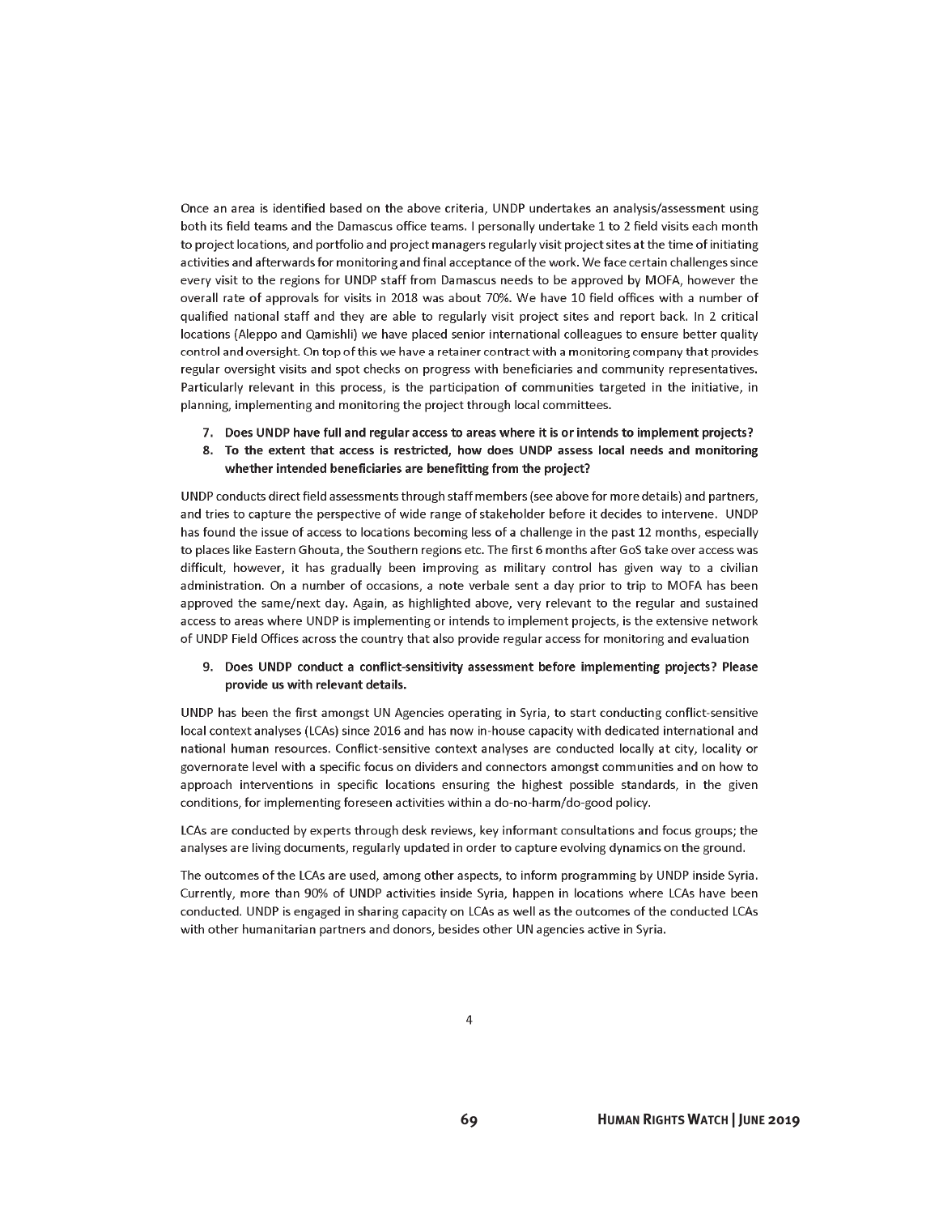Once an area is identified based on the above criteria, UNDP undertakes an analysis/assessment using both its field teams and the Damascus office teams. I personally undertake 1 to 2 field visits each month to project locations, and portfolio and project managers regularly visit project sites at the time of initiating activities and afterwards for monitoring and final acceptance of the work. We face certain challenges since every visit to the regions for UNDP staff from Damascus needs to be approved by MOFA, however the overall rate of approvals for visits in 2018 was about 70%. We have 10 field offices with a number of qualified national staff and they are able to regularly visit project sites and report back. In 2 critical locations (Aleppo and Qamishli) we have placed senior international colleagues to ensure better quality control and oversight. On top of this we have a retainer contract with a monitoring company that provides regular oversight visits and spot checks on progress with beneficiaries and community representatives. Particularly relevant in this process, is the participation of communities targeted in the initiative, in planning, implementing and monitoring the project through local committees.

7. **Does UNDP have full and regular access to areas where it is or intends to implement projects?**
8. **To the extent that access is restricted, how does UNDP assess local needs and monitoring whether intended beneficiaries are benefitting from the project?**

UNDP conducts direct field assessments through staff members (see above for more details) and partners, and tries to capture the perspective of wide range of stakeholder before it decides to intervene. UNDP has found the issue of access to locations becoming less of a challenge in the past 12 months, especially to places like Eastern Ghouta, the Southern regions etc. The first 6 months after GoS take over access was difficult, however, it has gradually been improving as military control has given way to a civilian administration. On a number of occasions, a note verbale sent a day prior to trip to MOFA has been approved the same/next day. Again, as highlighted above, very relevant to the regular and sustained access to areas where UNDP is implementing or intends to implement projects, is the extensive network of UNDP Field Offices across the country that also provide regular access for monitoring and evaluation

9. **Does UNDP conduct a conflict-sensitivity assessment before implementing projects? Please provide us with relevant details.**

UNDP has been the first amongst UN Agencies operating in Syria, to start conducting conflict-sensitive local context analyses (LCAs) since 2016 and has now in-house capacity with dedicated international and national human resources. Conflict-sensitive context analyses are conducted locally at city, locality or governorate level with a specific focus on dividers and connectors amongst communities and on how to approach interventions in specific locations ensuring the highest possible standards, in the given conditions, for implementing foreseen activities within a do-no-harm/do-good policy.

LCAs are conducted by experts through desk reviews, key informant consultations and focus groups; the analyses are living documents, regularly updated in order to capture evolving dynamics on the ground.

The outcomes of the LCAs are used, among other aspects, to inform programming by UNDP inside Syria. Currently, more than 90% of UNDP activities inside Syria, happen in locations where LCAs have been conducted. UNDP is engaged in sharing capacity on LCAs as well as the outcomes of the conducted LCAs with other humanitarian partners and donors, besides other UN agencies active in Syria.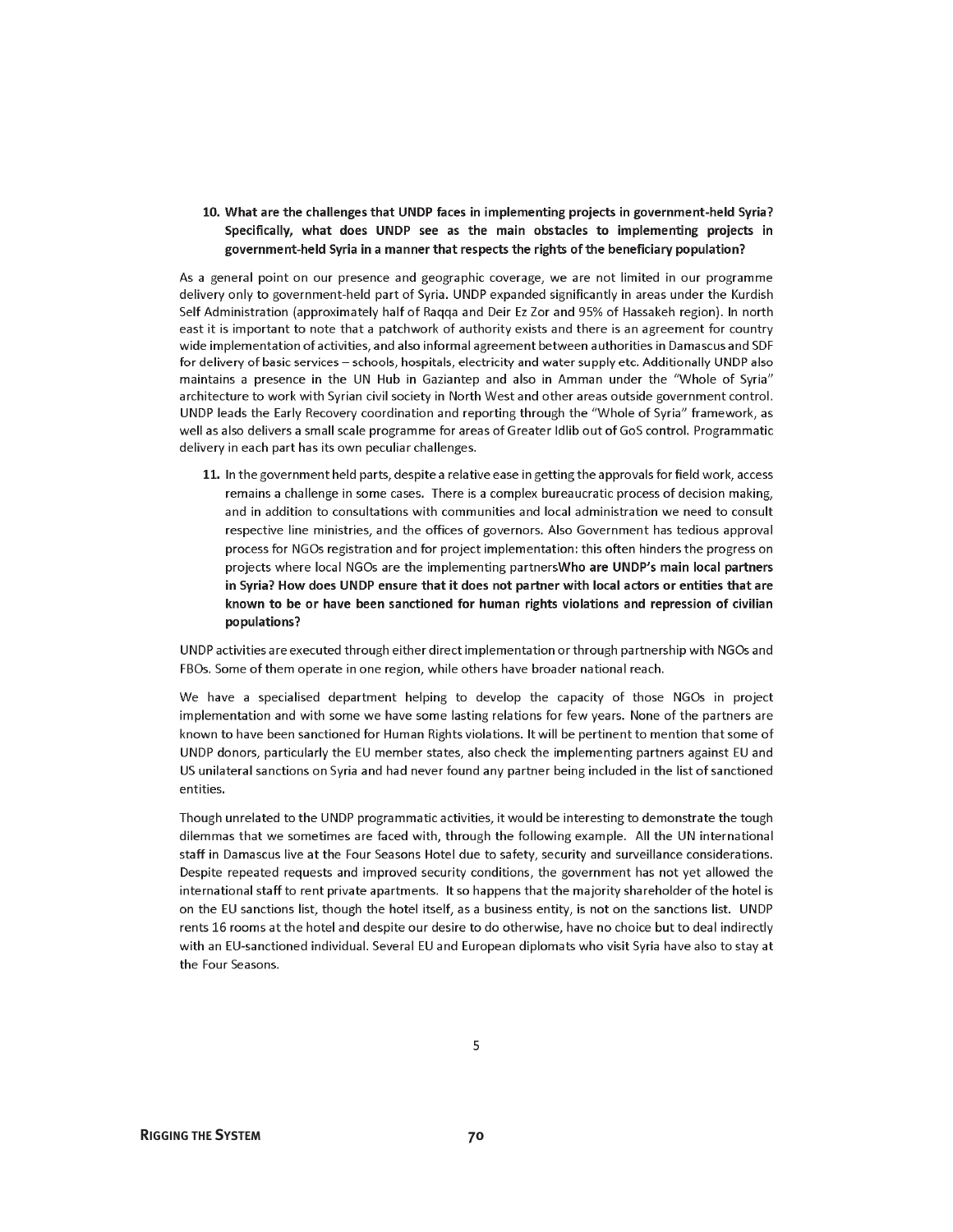10. **What are the challenges that UNDP faces in implementing projects in government-held Syria? Specifically, what does UNDP see as the main obstacles to implementing projects in government-held Syria in a manner that respects the rights of the beneficiary population?**

As a general point on our presence and geographic coverage, we are not limited in our programme delivery only to government-held part of Syria. UNDP expanded significantly in areas under the Kurdish Self Administration (approximately half of Raqqa and Deir Ez Zor and 95% of Hassakeh region). In north east it is important to note that a patchwork of authority exists and there is an agreement for country wide implementation of activities, and also informal agreement between authorities in Damascus and SDF for delivery of basic services – schools, hospitals, electricity and water supply etc. Additionally UNDP also maintains a presence in the UN Hub in Gaziantep and also in Amman under the "Whole of Syria" architecture to work with Syrian civil society in North West and other areas outside government control. UNDP leads the Early Recovery coordination and reporting through the "Whole of Syria" framework, as well as also delivers a small scale programme for areas of Greater Idlib out of GoS control. Programmatic delivery in each part has its own peculiar challenges.

11. In the government held parts, despite a relative ease in getting the approvals for field work, access remains a challenge in some cases. There is a complex bureaucratic process of decision making, and in addition to consultations with communities and local administration we need to consult respective line ministries, and the offices of governors. Also Government has tedious approval process for NGOs registration and for project implementation: this often hinders the progress on projects where local NGOs are the implementing partners**Who are UNDP's main local partners in Syria? How does UNDP ensure that it does not partner with local actors or entities that are known to be or have been sanctioned for human rights violations and repression of civilian populations?**

UNDP activities are executed through either direct implementation or through partnership with NGOs and FBOs. Some of them operate in one region, while others have broader national reach.

We have a specialised department helping to develop the capacity of those NGOs in project implementation and with some we have some lasting relations for few years. None of the partners are known to have been sanctioned for Human Rights violations. It will be pertinent to mention that some of UNDP donors, particularly the EU member states, also check the implementing partners against EU and US unilateral sanctions on Syria and had never found any partner being included in the list of sanctioned entities.

Though unrelated to the UNDP programmatic activities, it would be interesting to demonstrate the tough dilemmas that we sometimes are faced with, through the following example. All the UN international staff in Damascus live at the Four Seasons Hotel due to safety, security and surveillance considerations. Despite repeated requests and improved security conditions, the government has not yet allowed the international staff to rent private apartments. It so happens that the majority shareholder of the hotel is on the EU sanctions list, though the hotel itself, as a business entity, is not on the sanctions list. UNDP rents 16 rooms at the hotel and despite our desire to do otherwise, have no choice but to deal indirectly with an EU-sanctioned individual. Several EU and European diplomats who visit Syria have also to stay at the Four Seasons.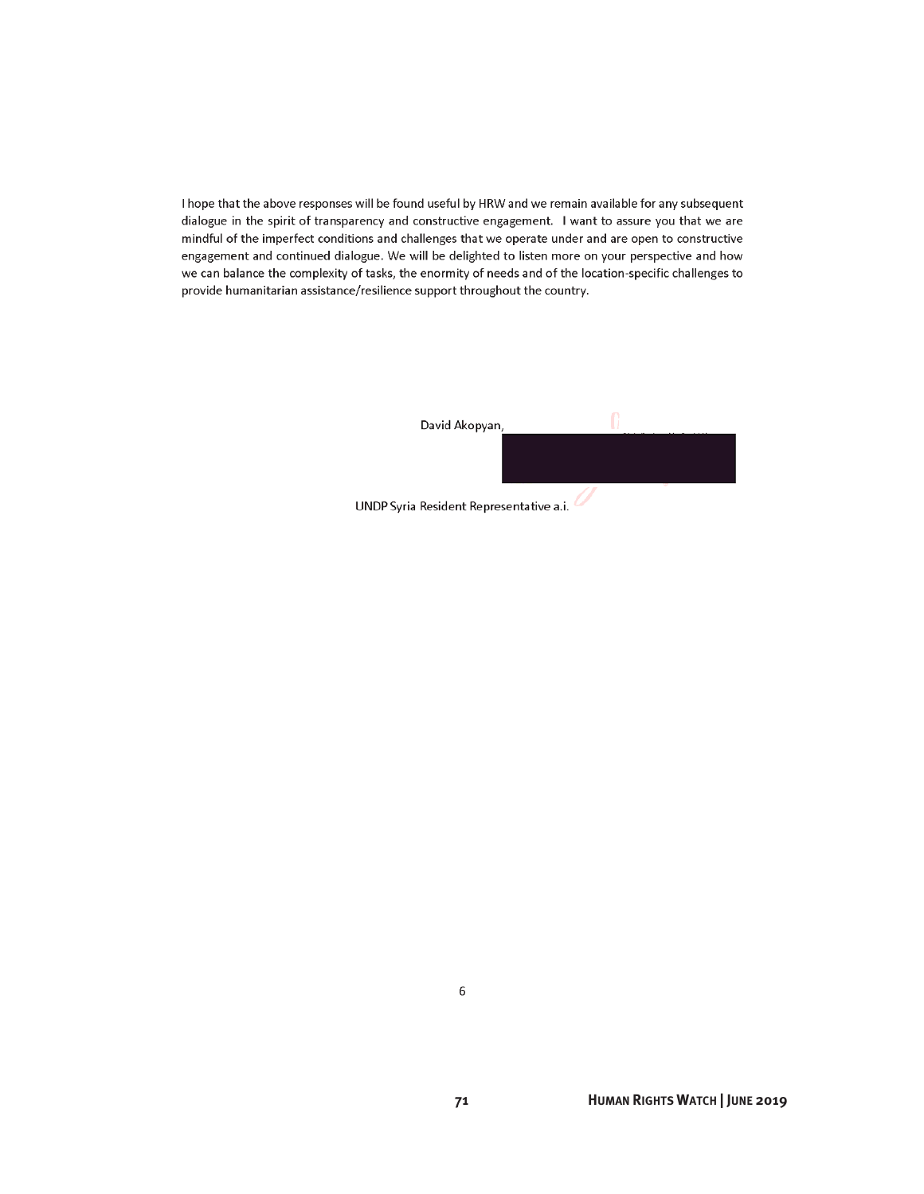I hope that the above responses will be found useful by HRW and we remain available for any subsequent dialogue in the spirit of transparency and constructive engagement. I want to assure you that we are mindful of the imperfect conditions and challenges that we operate under and are open to constructive engagement and continued dialogue. We will be delighted to listen more on your perspective and how we can balance the complexity of tasks, the enormity of needs and of the location-specific challenges to provide humanitarian assistance/resilience support throughout the country.

David Akopyan,

UNDP Syria Resident Representative a.i.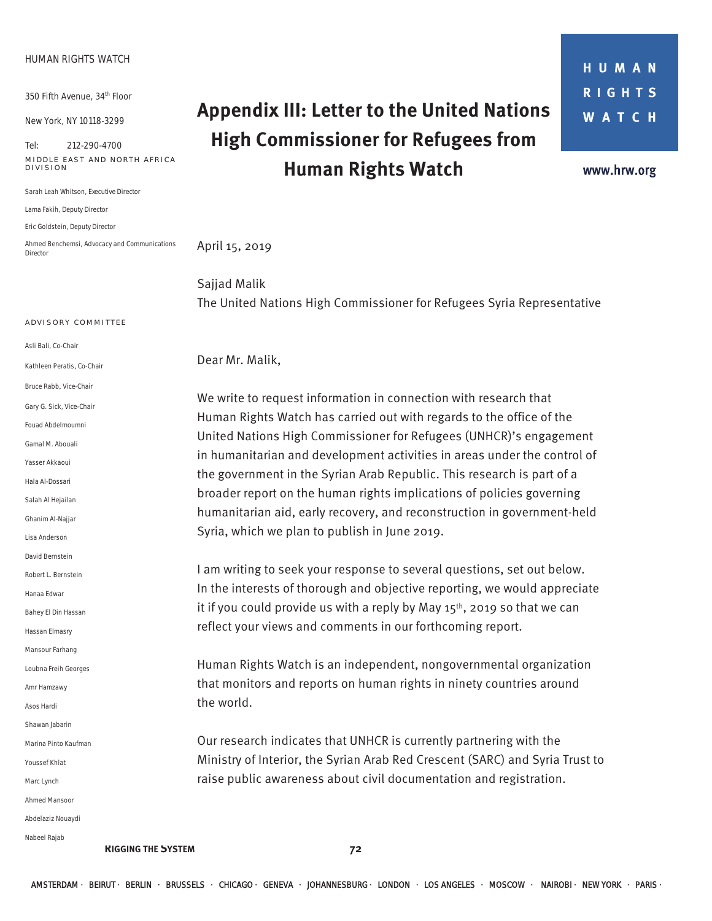# Appendix III: Letter to the United Nations High Commissioner for Refugees from Human Rights Watch

HUMAN RIGHTS WATCH

350 Fifth Avenue, 34th Floor

New York, NY 10118-3299

Tel: 212-290-4700

MIDDLE EAST AND NORTH AFRICA DIVISION

Sarah Leah Whitson, Executive Director

Lama Fakih, Deputy Director

Eric Goldstein, Deputy Director

Ahmed Benchemsi, Advocacy and Communications Director

ADVISORY COMMITTEE

Asli Bali, Co-Chair
Kathleen Peratis, Co-Chair
Bruce Rabb, Vice-Chair
Gary G. Sick, Vice-Chair
Fouad Abdelmoumni
Gamal M. Abouali
Yasser Akkaoui
Hala Al-Dossari
Salah Al Hejailan
Ghanim Al-Najjar
Lisa Anderson
David Bernstein
Robert L. Bernstein
Hanaa Edwar
Bahey El Din Hassan
Hassan Elmasry
Mansour Farhang
Loubna Freih Georges
Amr Hamzawy
Asos Hardi
Shawan Jabarin
Marina Pinto Kaufman
Youssef Khlat
Marc Lynch
Ahmed Mansoor
Abdelaziz Nouaydi
Nabeel Rajab

HUMAN RIGHTS WATCH

www.hrw.org

April 15, 2019

Sajjad Malik
The United Nations High Commissioner for Refugees Syria Representative

Dear Mr. Malik,

We write to request information in connection with research that Human Rights Watch has carried out with regards to the office of the United Nations High Commissioner for Refugees (UNHCR)'s engagement in humanitarian and development activities in areas under the control of the government in the Syrian Arab Republic. This research is part of a broader report on the human rights implications of policies governing humanitarian aid, early recovery, and reconstruction in government-held Syria, which we plan to publish in June 2019.

I am writing to seek your response to several questions, set out below. In the interests of thorough and objective reporting, we would appreciate it if you could provide us with a reply by May 15th, 2019 so that we can reflect your views and comments in our forthcoming report.

Human Rights Watch is an independent, nongovernmental organization that monitors and reports on human rights in ninety countries around the world.

Our research indicates that UNHCR is currently partnering with the Ministry of Interior, the Syrian Arab Red Crescent (SARC) and Syria Trust to raise public awareness about civil documentation and registration.

AMSTERDAM · BEIRUT · BERLIN · BRUSSELS · CHICAGO · GENEVA · JOHANNESBURG · LONDON · LOS ANGELES · MOSCOW · NAIROBI · NEW YORK · PARIS ·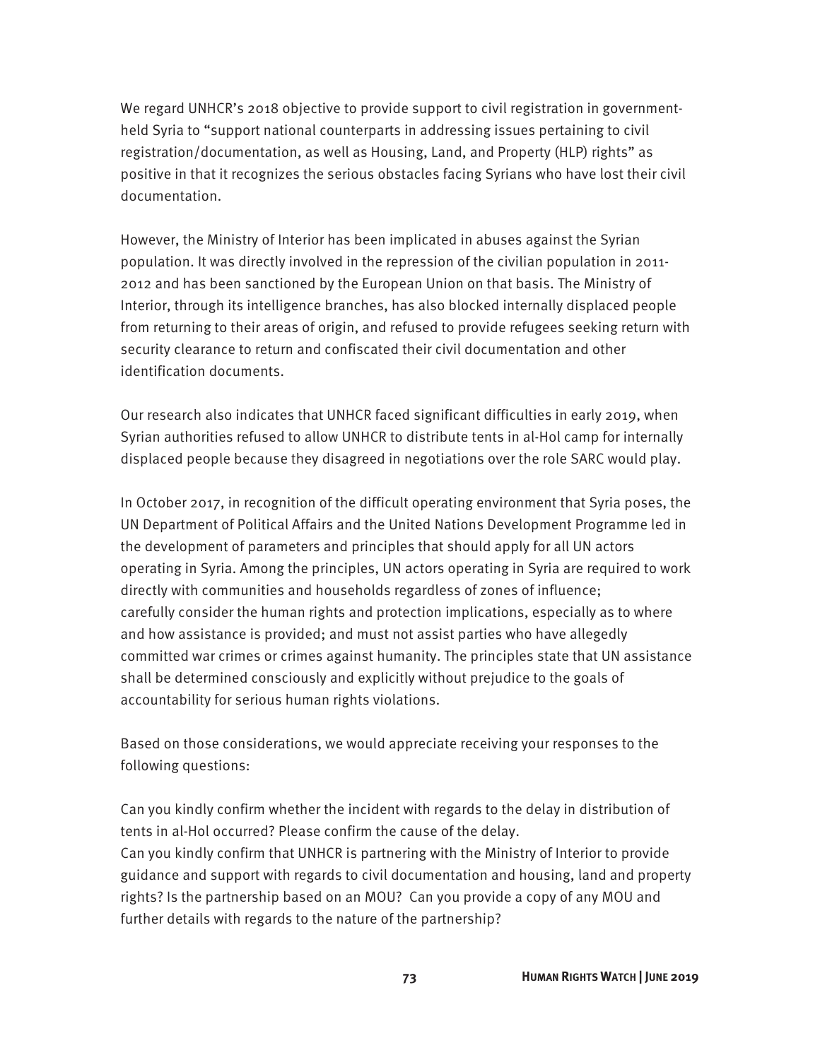We regard UNHCR's 2018 objective to provide support to civil registration in government-held Syria to "support national counterparts in addressing issues pertaining to civil registration/documentation, as well as Housing, Land, and Property (HLP) rights" as positive in that it recognizes the serious obstacles facing Syrians who have lost their civil documentation.

However, the Ministry of Interior has been implicated in abuses against the Syrian population. It was directly involved in the repression of the civilian population in 2011-2012 and has been sanctioned by the European Union on that basis. The Ministry of Interior, through its intelligence branches, has also blocked internally displaced people from returning to their areas of origin, and refused to provide refugees seeking return with security clearance to return and confiscated their civil documentation and other identification documents.

Our research also indicates that UNHCR faced significant difficulties in early 2019, when Syrian authorities refused to allow UNHCR to distribute tents in al-Hol camp for internally displaced people because they disagreed in negotiations over the role SARC would play.

In October 2017, in recognition of the difficult operating environment that Syria poses, the UN Department of Political Affairs and the United Nations Development Programme led in the development of parameters and principles that should apply for all UN actors operating in Syria. Among the principles, UN actors operating in Syria are required to work directly with communities and households regardless of zones of influence; carefully consider the human rights and protection implications, especially as to where and how assistance is provided; and must not assist parties who have allegedly committed war crimes or crimes against humanity. The principles state that UN assistance shall be determined consciously and explicitly without prejudice to the goals of accountability for serious human rights violations.

Based on those considerations, we would appreciate receiving your responses to the following questions:

Can you kindly confirm whether the incident with regards to the delay in distribution of tents in al-Hol occurred? Please confirm the cause of the delay.

Can you kindly confirm that UNHCR is partnering with the Ministry of Interior to provide guidance and support with regards to civil documentation and housing, land and property rights? Is the partnership based on an MOU? Can you provide a copy of any MOU and further details with regards to the nature of the partnership?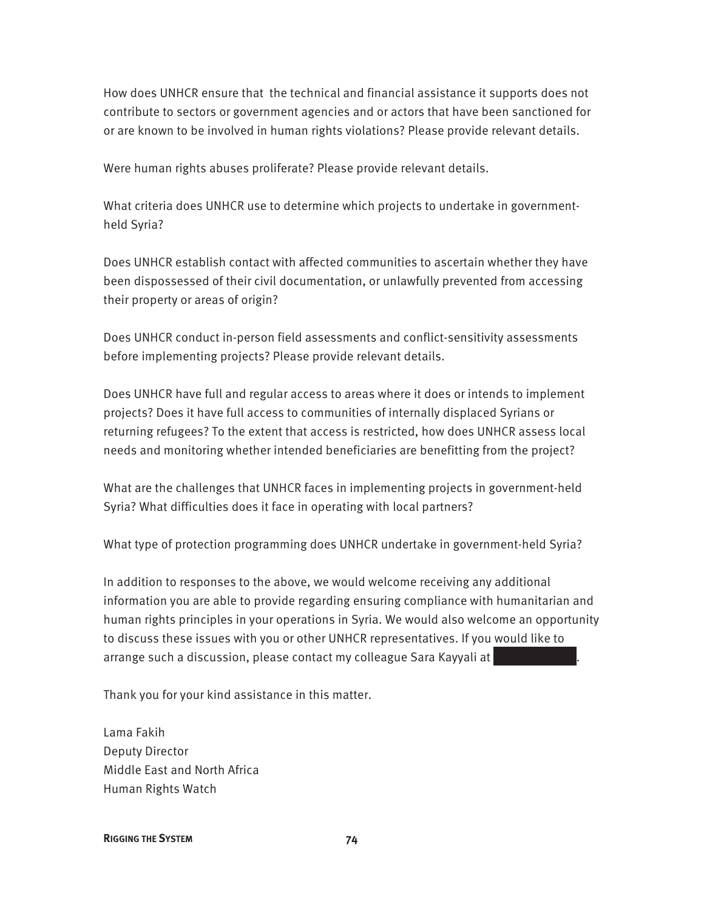How does UNHCR ensure that the technical and financial assistance it supports does not contribute to sectors or government agencies and or actors that have been sanctioned for or are known to be involved in human rights violations? Please provide relevant details.

Were human rights abuses proliferate? Please provide relevant details.

What criteria does UNHCR use to determine which projects to undertake in government-held Syria?

Does UNHCR establish contact with affected communities to ascertain whether they have been dispossessed of their civil documentation, or unlawfully prevented from accessing their property or areas of origin?

Does UNHCR conduct in-person field assessments and conflict-sensitivity assessments before implementing projects? Please provide relevant details.

Does UNHCR have full and regular access to areas where it does or intends to implement projects? Does it have full access to communities of internally displaced Syrians or returning refugees? To the extent that access is restricted, how does UNHCR assess local needs and monitoring whether intended beneficiaries are benefitting from the project?

What are the challenges that UNHCR faces in implementing projects in government-held Syria? What difficulties does it face in operating with local partners?

What type of protection programming does UNHCR undertake in government-held Syria?

In addition to responses to the above, we would welcome receiving any additional information you are able to provide regarding ensuring compliance with humanitarian and human rights principles in your operations in Syria. We would also welcome an opportunity to discuss these issues with you or other UNHCR representatives. If you would like to arrange such a discussion, please contact my colleague Sara Kayyali at [redacted].

Thank you for your kind assistance in this matter.

Lama Fakih
Deputy Director
Middle East and North Africa
Human Rights Watch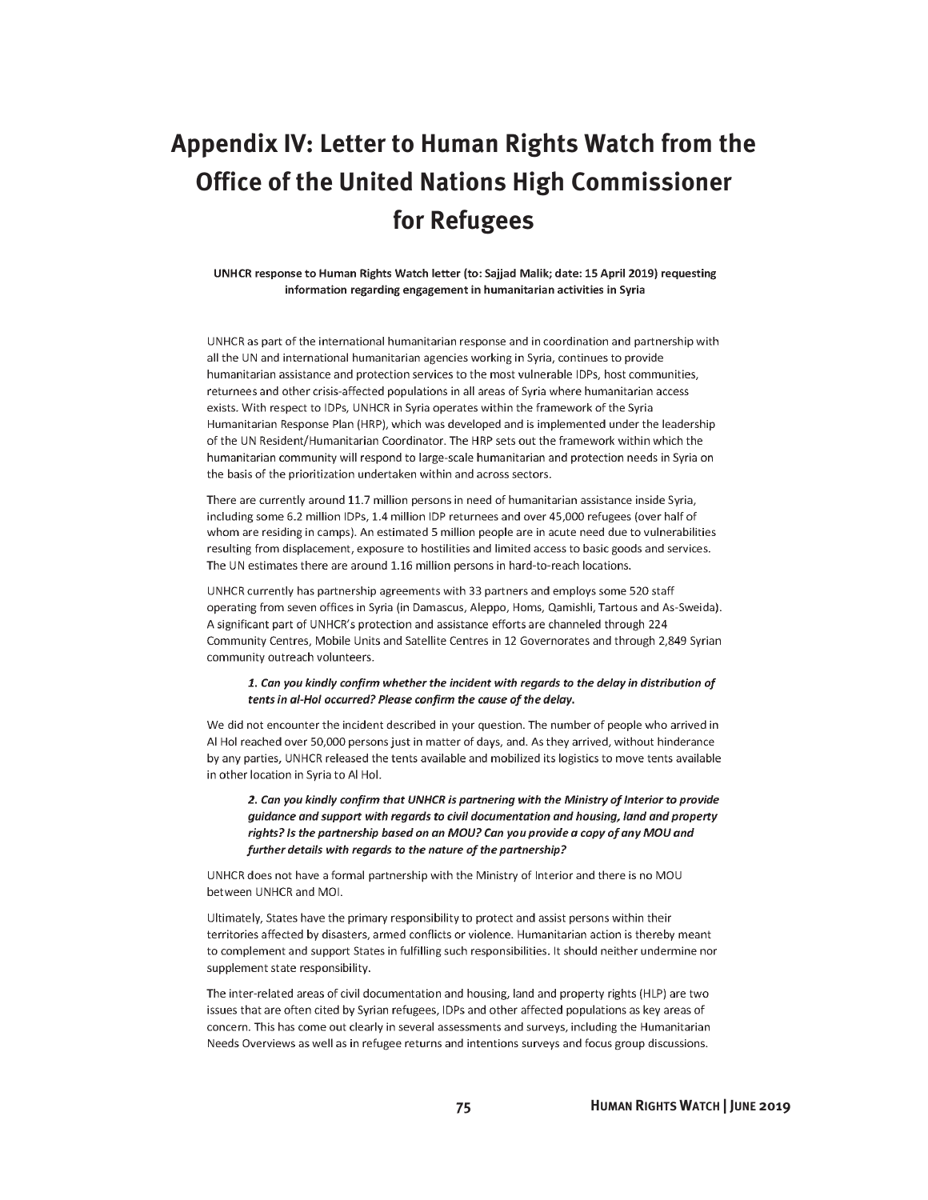# Appendix IV: Letter to Human Rights Watch from the Office of the United Nations High Commissioner for Refugees

**UNHCR response to Human Rights Watch letter (to: Sajjad Malik; date: 15 April 2019) requesting information regarding engagement in humanitarian activities in Syria**

UNHCR as part of the international humanitarian response and in coordination and partnership with all the UN and international humanitarian agencies working in Syria, continues to provide humanitarian assistance and protection services to the most vulnerable IDPs, host communities, returnees and other crisis-affected populations in all areas of Syria where humanitarian access exists. With respect to IDPs, UNHCR in Syria operates within the framework of the Syria Humanitarian Response Plan (HRP), which was developed and is implemented under the leadership of the UN Resident/Humanitarian Coordinator. The HRP sets out the framework within which the humanitarian community will respond to large-scale humanitarian and protection needs in Syria on the basis of the prioritization undertaken within and across sectors.

There are currently around 11.7 million persons in need of humanitarian assistance inside Syria, including some 6.2 million IDPs, 1.4 million IDP returnees and over 45,000 refugees (over half of whom are residing in camps). An estimated 5 million people are in acute need due to vulnerabilities resulting from displacement, exposure to hostilities and limited access to basic goods and services. The UN estimates there are around 1.16 million persons in hard-to-reach locations.

UNHCR currently has partnership agreements with 33 partners and employs some 520 staff operating from seven offices in Syria (in Damascus, Aleppo, Homs, Qamishli, Tartous and As-Sweida). A significant part of UNHCR's protection and assistance efforts are channeled through 224 Community Centres, Mobile Units and Satellite Centres in 12 Governorates and through 2,849 Syrian community outreach volunteers.

> ***1. Can you kindly confirm whether the incident with regards to the delay in distribution of tents in al-Hol occurred? Please confirm the cause of the delay.***

We did not encounter the incident described in your question. The number of people who arrived in Al Hol reached over 50,000 persons just in matter of days, and. As they arrived, without hinderance by any parties, UNHCR released the tents available and mobilized its logistics to move tents available in other location in Syria to Al Hol.

> ***2. Can you kindly confirm that UNHCR is partnering with the Ministry of Interior to provide guidance and support with regards to civil documentation and housing, land and property rights? Is the partnership based on an MOU? Can you provide a copy of any MOU and further details with regards to the nature of the partnership?***

UNHCR does not have a formal partnership with the Ministry of Interior and there is no MOU between UNHCR and MOI.

Ultimately, States have the primary responsibility to protect and assist persons within their territories affected by disasters, armed conflicts or violence. Humanitarian action is thereby meant to complement and support States in fulfilling such responsibilities. It should neither undermine nor supplement state responsibility.

The inter-related areas of civil documentation and housing, land and property rights (HLP) are two issues that are often cited by Syrian refugees, IDPs and other affected populations as key areas of concern. This has come out clearly in several assessments and surveys, including the Humanitarian Needs Overviews as well as in refugee returns and intentions surveys and focus group discussions.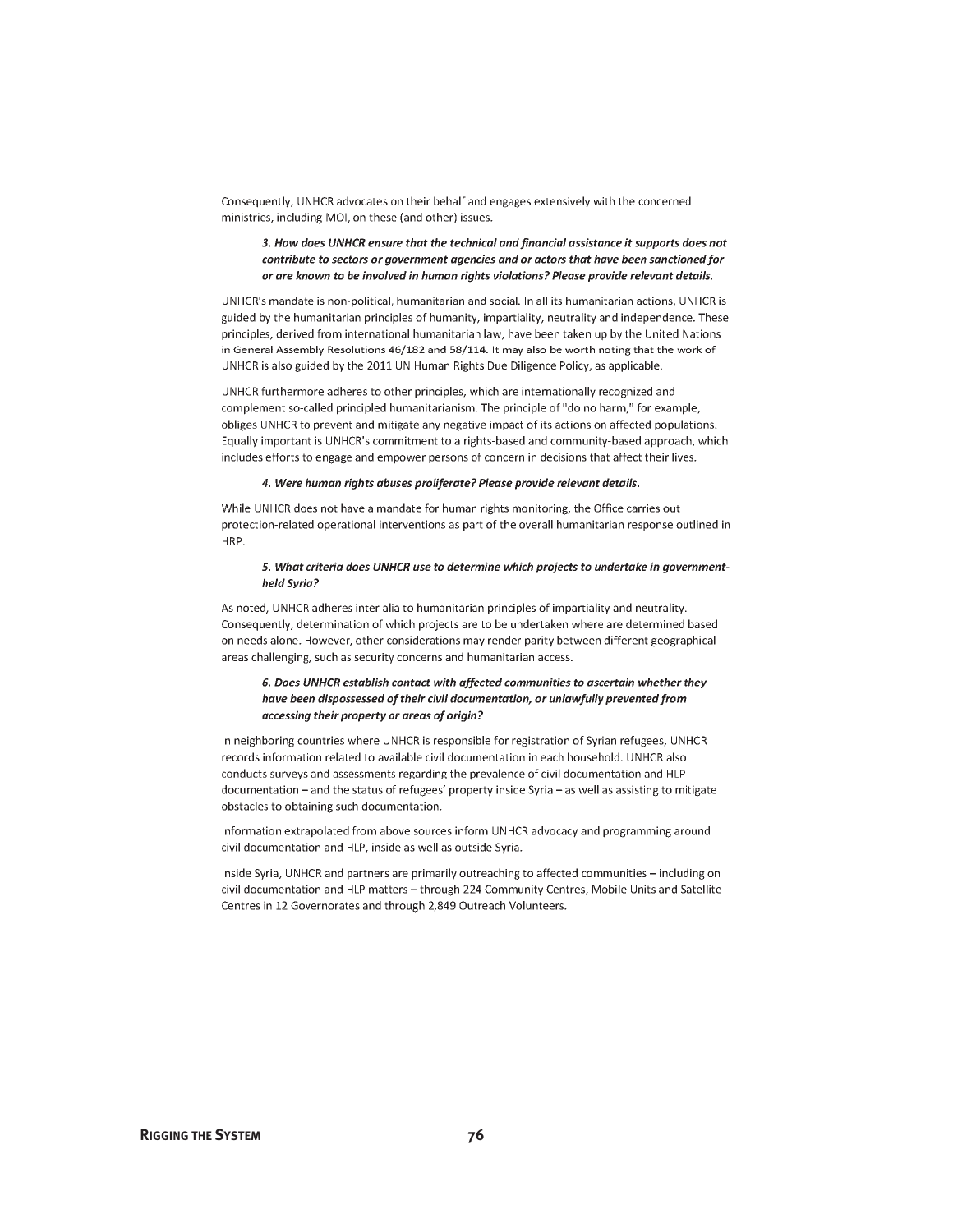Consequently, UNHCR advocates on their behalf and engages extensively with the concerned ministries, including MOI, on these (and other) issues.

> ***3. How does UNHCR ensure that the technical and financial assistance it supports does not contribute to sectors or government agencies and or actors that have been sanctioned for or are known to be involved in human rights violations? Please provide relevant details.***

UNHCR's mandate is non-political, humanitarian and social. In all its humanitarian actions, UNHCR is guided by the humanitarian principles of humanity, impartiality, neutrality and independence. These principles, derived from international humanitarian law, have been taken up by the United Nations in General Assembly Resolutions 46/182 and 58/114. It may also be worth noting that the work of UNHCR is also guided by the 2011 UN Human Rights Due Diligence Policy, as applicable.

UNHCR furthermore adheres to other principles, which are internationally recognized and complement so-called principled humanitarianism. The principle of "do no harm," for example, obliges UNHCR to prevent and mitigate any negative impact of its actions on affected populations. Equally important is UNHCR's commitment to a rights-based and community-based approach, which includes efforts to engage and empower persons of concern in decisions that affect their lives.

> ***4. Were human rights abuses proliferate? Please provide relevant details.***

While UNHCR does not have a mandate for human rights monitoring, the Office carries out protection-related operational interventions as part of the overall humanitarian response outlined in HRP.

> ***5. What criteria does UNHCR use to determine which projects to undertake in government-held Syria?***

As noted, UNHCR adheres inter alia to humanitarian principles of impartiality and neutrality. Consequently, determination of which projects are to be undertaken where are determined based on needs alone. However, other considerations may render parity between different geographical areas challenging, such as security concerns and humanitarian access.

> ***6. Does UNHCR establish contact with affected communities to ascertain whether they have been dispossessed of their civil documentation, or unlawfully prevented from accessing their property or areas of origin?***

In neighboring countries where UNHCR is responsible for registration of Syrian refugees, UNHCR records information related to available civil documentation in each household. UNHCR also conducts surveys and assessments regarding the prevalence of civil documentation and HLP documentation – and the status of refugees' property inside Syria – as well as assisting to mitigate obstacles to obtaining such documentation.

Information extrapolated from above sources inform UNHCR advocacy and programming around civil documentation and HLP, inside as well as outside Syria.

Inside Syria, UNHCR and partners are primarily outreaching to affected communities – including on civil documentation and HLP matters – through 224 Community Centres, Mobile Units and Satellite Centres in 12 Governorates and through 2,849 Outreach Volunteers.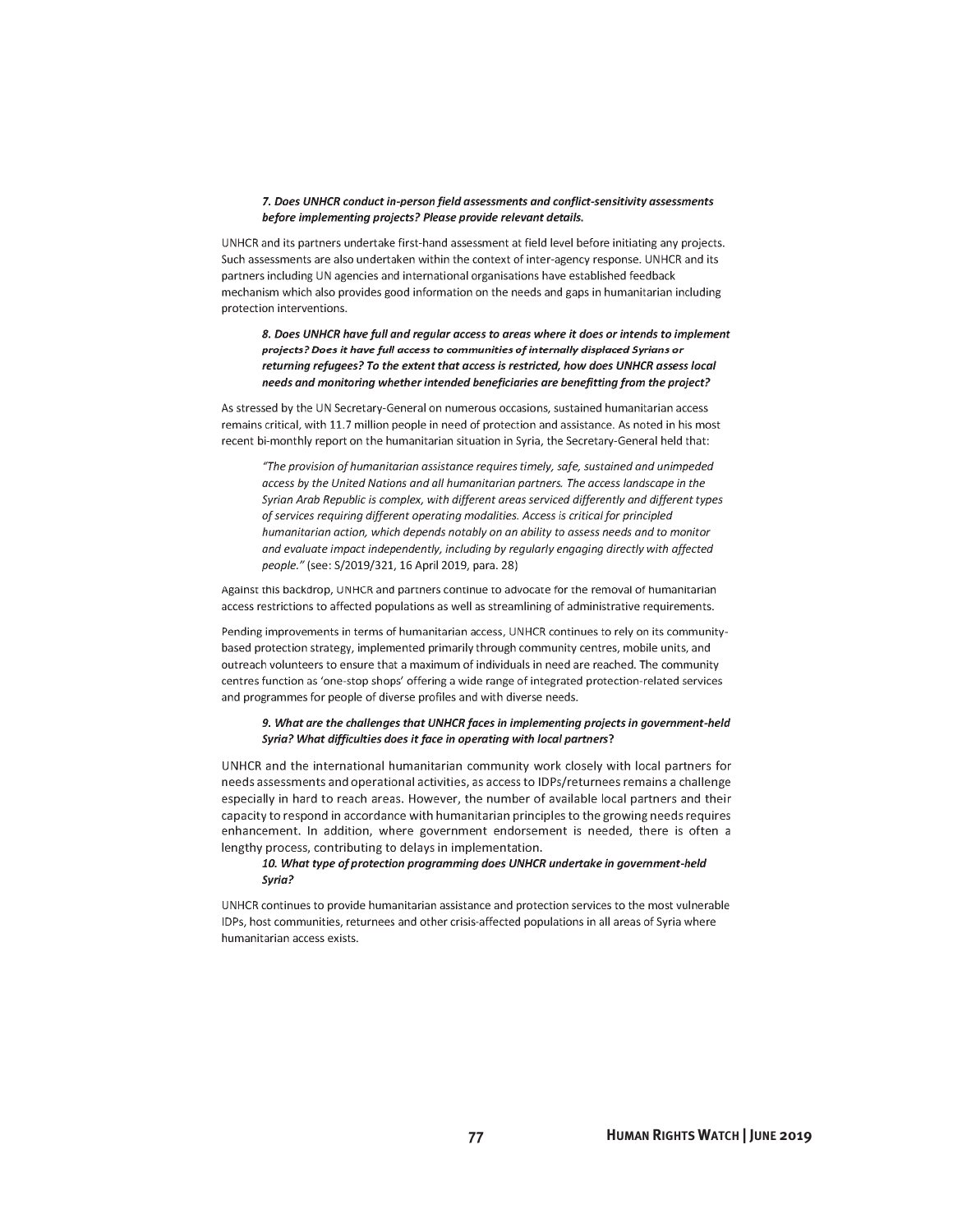***7. Does UNHCR conduct in-person field assessments and conflict-sensitivity assessments before implementing projects? Please provide relevant details.***

UNHCR and its partners undertake first-hand assessment at field level before initiating any projects. Such assessments are also undertaken within the context of inter-agency response. UNHCR and its partners including UN agencies and international organisations have established feedback mechanism which also provides good information on the needs and gaps in humanitarian including protection interventions.

***8. Does UNHCR have full and regular access to areas where it does or intends to implement projects? Does it have full access to communities of internally displaced Syrians or returning refugees? To the extent that access is restricted, how does UNHCR assess local needs and monitoring whether intended beneficiaries are benefitting from the project?***

As stressed by the UN Secretary-General on numerous occasions, sustained humanitarian access remains critical, with 11.7 million people in need of protection and assistance. As noted in his most recent bi-monthly report on the humanitarian situation in Syria, the Secretary-General held that:

> *"The provision of humanitarian assistance requires timely, safe, sustained and unimpeded access by the United Nations and all humanitarian partners. The access landscape in the Syrian Arab Republic is complex, with different areas serviced differently and different types of services requiring different operating modalities. Access is critical for principled humanitarian action, which depends notably on an ability to assess needs and to monitor and evaluate impact independently, including by regularly engaging directly with affected people."* (see: S/2019/321, 16 April 2019, para. 28)

Against this backdrop, UNHCR and partners continue to advocate for the removal of humanitarian access restrictions to affected populations as well as streamlining of administrative requirements.

Pending improvements in terms of humanitarian access, UNHCR continues to rely on its community-based protection strategy, implemented primarily through community centres, mobile units, and outreach volunteers to ensure that a maximum of individuals in need are reached. The community centres function as 'one-stop shops' offering a wide range of integrated protection-related services and programmes for people of diverse profiles and with diverse needs.

***9. What are the challenges that UNHCR faces in implementing projects in government-held Syria? What difficulties does it face in operating with local partners?***

UNHCR and the international humanitarian community work closely with local partners for needs assessments and operational activities, as access to IDPs/returnees remains a challenge especially in hard to reach areas. However, the number of available local partners and their capacity to respond in accordance with humanitarian principles to the growing needs requires enhancement. In addition, where government endorsement is needed, there is often a lengthy process, contributing to delays in implementation.

***10. What type of protection programming does UNHCR undertake in government-held Syria?***

UNHCR continues to provide humanitarian assistance and protection services to the most vulnerable IDPs, host communities, returnees and other crisis-affected populations in all areas of Syria where humanitarian access exists.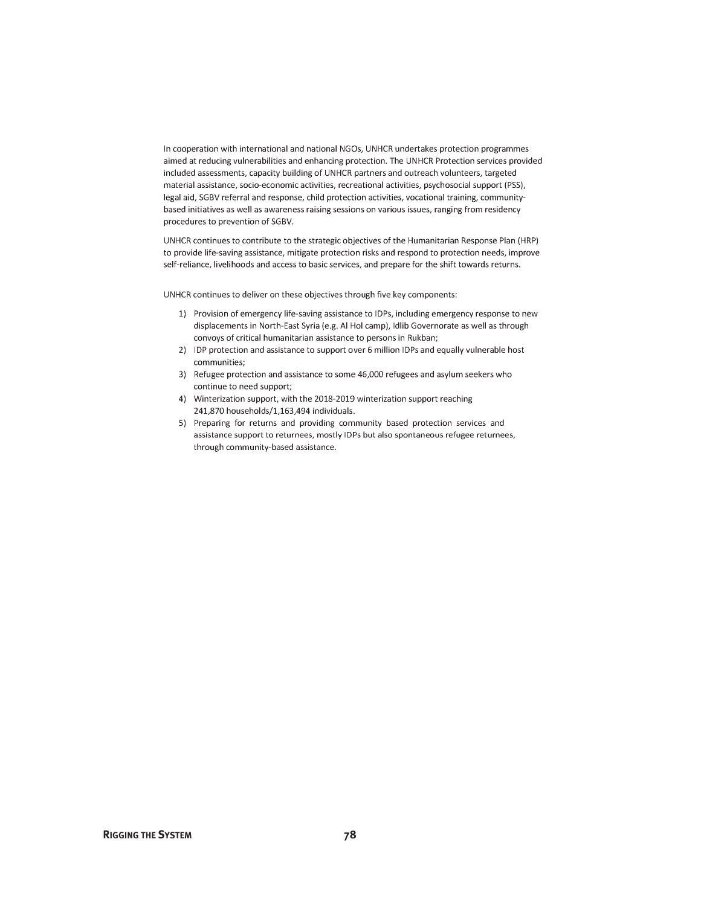In cooperation with international and national NGOs, UNHCR undertakes protection programmes aimed at reducing vulnerabilities and enhancing protection. The UNHCR Protection services provided included assessments, capacity building of UNHCR partners and outreach volunteers, targeted material assistance, socio-economic activities, recreational activities, psychosocial support (PSS), legal aid, SGBV referral and response, child protection activities, vocational training, community-based initiatives as well as awareness raising sessions on various issues, ranging from residency procedures to prevention of SGBV.

UNHCR continues to contribute to the strategic objectives of the Humanitarian Response Plan (HRP) to provide life-saving assistance, mitigate protection risks and respond to protection needs, improve self-reliance, livelihoods and access to basic services, and prepare for the shift towards returns.

UNHCR continues to deliver on these objectives through five key components:

1) Provision of emergency life-saving assistance to IDPs, including emergency response to new displacements in North-East Syria (e.g. Al Hol camp), Idlib Governorate as well as through convoys of critical humanitarian assistance to persons in Rukban;
2) IDP protection and assistance to support over 6 million IDPs and equally vulnerable host communities;
3) Refugee protection and assistance to some 46,000 refugees and asylum seekers who continue to need support;
4) Winterization support, with the 2018-2019 winterization support reaching 241,870 households/1,163,494 individuals.
5) Preparing for returns and providing community based protection services and assistance support to returnees, mostly IDPs but also spontaneous refugee returnees, through community-based assistance.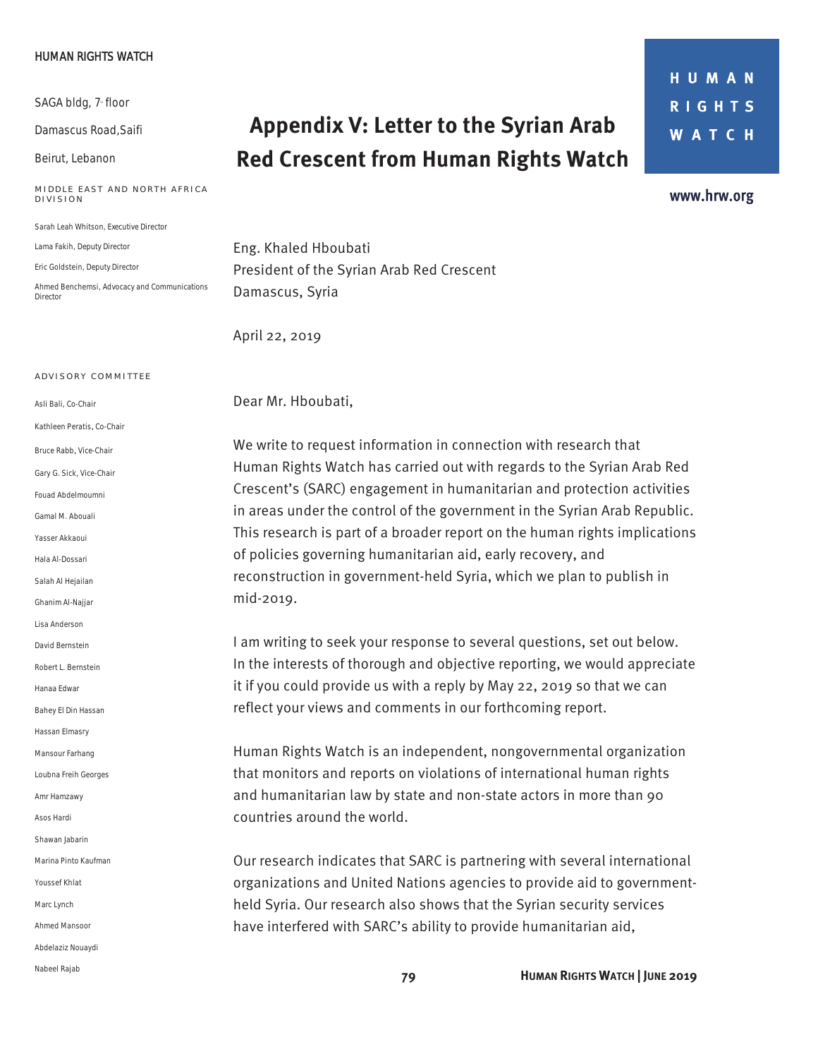# Appendix V: Letter to the Syrian Arab Red Crescent from Human Rights Watch

HUMAN RIGHTS WATCH

SAGA bldg, 7th floor

Damascus Road,Saifi

Beirut, Lebanon

MIDDLE EAST AND NORTH AFRICA DIVISION

Sarah Leah Whitson, Executive Director

Lama Fakih, Deputy Director

Eric Goldstein, Deputy Director

Ahmed Benchemsi, Advocacy and Communications Director

ADVISORY COMMITTEE

Asli Bali, Co-Chair

Kathleen Peratis, Co-Chair

Bruce Rabb, Vice-Chair

Gary G. Sick, Vice-Chair

Fouad Abdelmoumni

Gamal M. Abouali

Yasser Akkaoui

Hala Al-Dossari

Salah Al Hejailan

Ghanim Al-Najjar

Lisa Anderson

David Bernstein

Robert L. Bernstein

Hanaa Edwar

Bahey El Din Hassan

Hassan Elmasry

Mansour Farhang

Loubna Freih Georges

Amr Hamzawy

Asos Hardi

Shawan Jabarin

Marina Pinto Kaufman

Youssef Khlat

Marc Lynch

Ahmed Mansoor

Abdelaziz Nouaydi

Nabeel Rajab

HUMAN RIGHTS WATCH

www.hrw.org

Eng. Khaled Hboubati
President of the Syrian Arab Red Crescent
Damascus, Syria

April 22, 2019

Dear Mr. Hboubati,

We write to request information in connection with research that Human Rights Watch has carried out with regards to the Syrian Arab Red Crescent's (SARC) engagement in humanitarian and protection activities in areas under the control of the government in the Syrian Arab Republic. This research is part of a broader report on the human rights implications of policies governing humanitarian aid, early recovery, and reconstruction in government-held Syria, which we plan to publish in mid-2019.

I am writing to seek your response to several questions, set out below. In the interests of thorough and objective reporting, we would appreciate it if you could provide us with a reply by May 22, 2019 so that we can reflect your views and comments in our forthcoming report.

Human Rights Watch is an independent, nongovernmental organization that monitors and reports on violations of international human rights and humanitarian law by state and non-state actors in more than 90 countries around the world.

Our research indicates that SARC is partnering with several international organizations and United Nations agencies to provide aid to government-held Syria. Our research also shows that the Syrian security services have interfered with SARC's ability to provide humanitarian aid,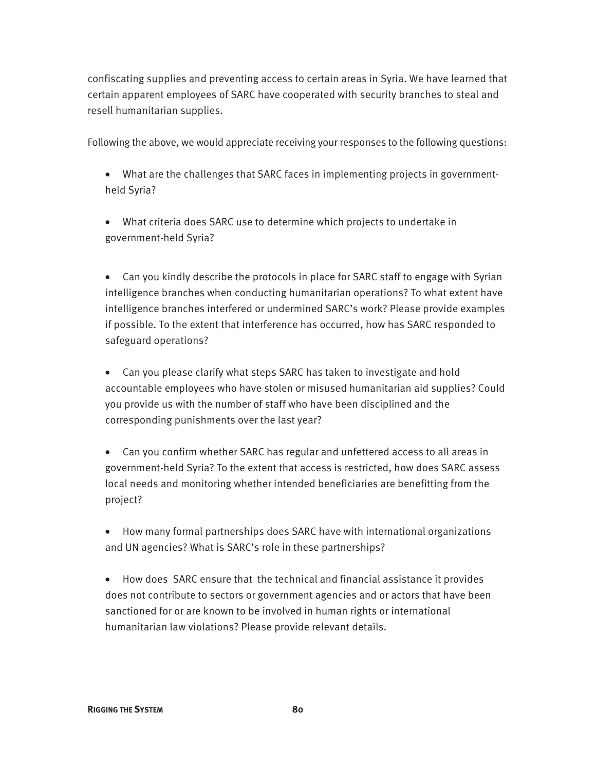confiscating supplies and preventing access to certain areas in Syria. We have learned that certain apparent employees of SARC have cooperated with security branches to steal and resell humanitarian supplies.

Following the above, we would appreciate receiving your responses to the following questions:

- What are the challenges that SARC faces in implementing projects in government-held Syria?
- What criteria does SARC use to determine which projects to undertake in government-held Syria?
- Can you kindly describe the protocols in place for SARC staff to engage with Syrian intelligence branches when conducting humanitarian operations? To what extent have intelligence branches interfered or undermined SARC's work? Please provide examples if possible. To the extent that interference has occurred, how has SARC responded to safeguard operations?
- Can you please clarify what steps SARC has taken to investigate and hold accountable employees who have stolen or misused humanitarian aid supplies? Could you provide us with the number of staff who have been disciplined and the corresponding punishments over the last year?
- Can you confirm whether SARC has regular and unfettered access to all areas in government-held Syria? To the extent that access is restricted, how does SARC assess local needs and monitoring whether intended beneficiaries are benefitting from the project?
- How many formal partnerships does SARC have with international organizations and UN agencies? What is SARC's role in these partnerships?
- How does SARC ensure that the technical and financial assistance it provides does not contribute to sectors or government agencies and or actors that have been sanctioned for or are known to be involved in human rights or international humanitarian law violations? Please provide relevant details.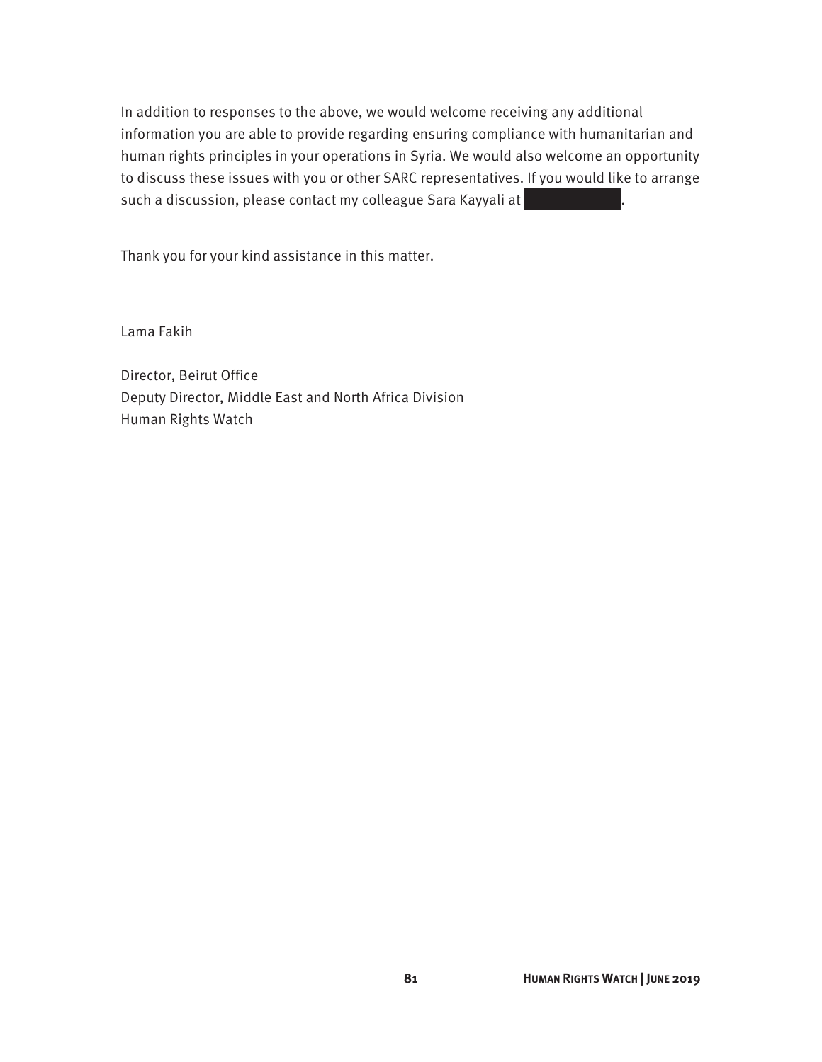In addition to responses to the above, we would welcome receiving any additional information you are able to provide regarding ensuring compliance with humanitarian and human rights principles in your operations in Syria. We would also welcome an opportunity to discuss these issues with you or other SARC representatives. If you would like to arrange such a discussion, please contact my colleague Sara Kayyali at [redacted].

Thank you for your kind assistance in this matter.

Lama Fakih

Director, Beirut Office
Deputy Director, Middle East and North Africa Division
Human Rights Watch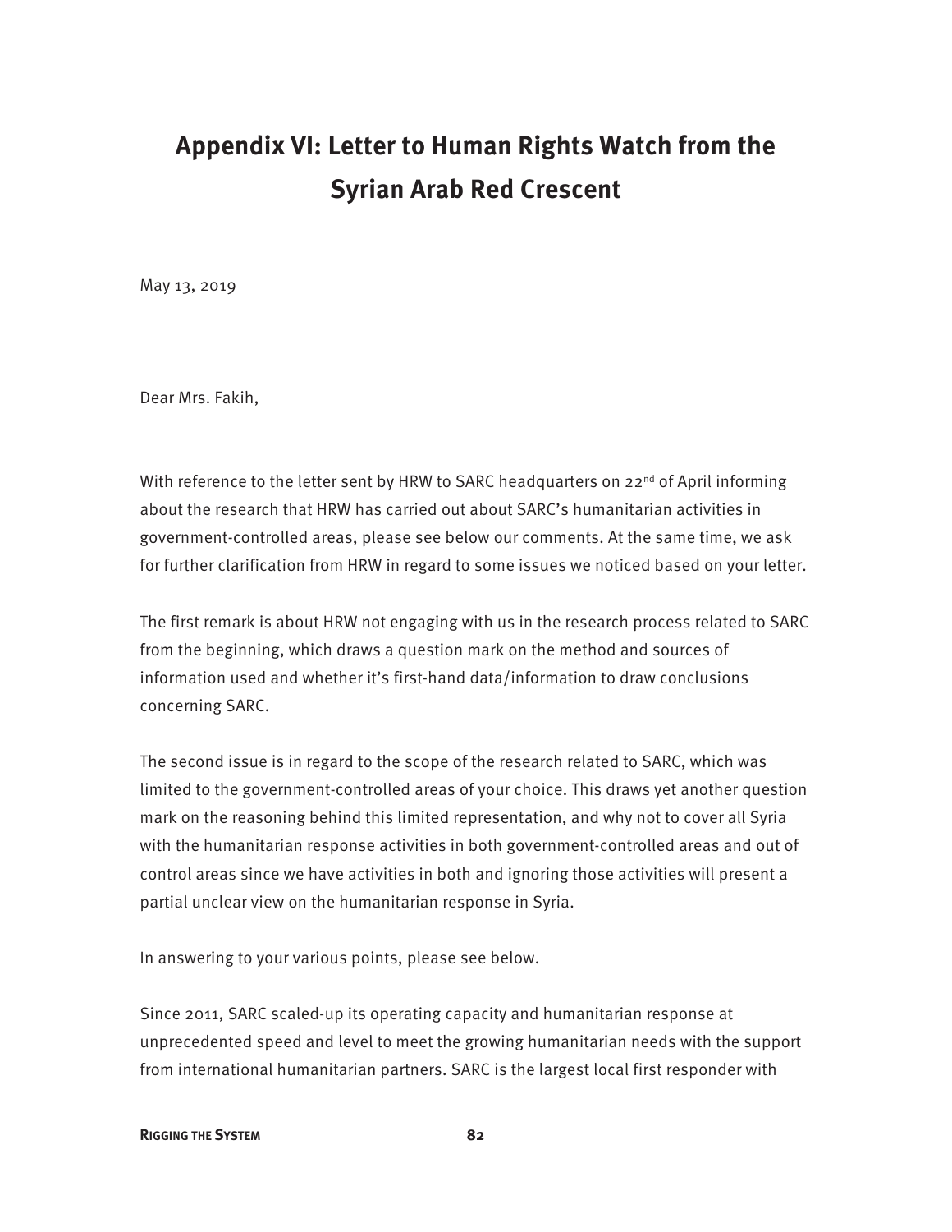# Appendix VI: Letter to Human Rights Watch from the Syrian Arab Red Crescent

May 13, 2019

Dear Mrs. Fakih,

With reference to the letter sent by HRW to SARC headquarters on 22nd of April informing about the research that HRW has carried out about SARC's humanitarian activities in government-controlled areas, please see below our comments. At the same time, we ask for further clarification from HRW in regard to some issues we noticed based on your letter.

The first remark is about HRW not engaging with us in the research process related to SARC from the beginning, which draws a question mark on the method and sources of information used and whether it's first-hand data/information to draw conclusions concerning SARC.

The second issue is in regard to the scope of the research related to SARC, which was limited to the government-controlled areas of your choice. This draws yet another question mark on the reasoning behind this limited representation, and why not to cover all Syria with the humanitarian response activities in both government-controlled areas and out of control areas since we have activities in both and ignoring those activities will present a partial unclear view on the humanitarian response in Syria.

In answering to your various points, please see below.

Since 2011, SARC scaled-up its operating capacity and humanitarian response at unprecedented speed and level to meet the growing humanitarian needs with the support from international humanitarian partners. SARC is the largest local first responder with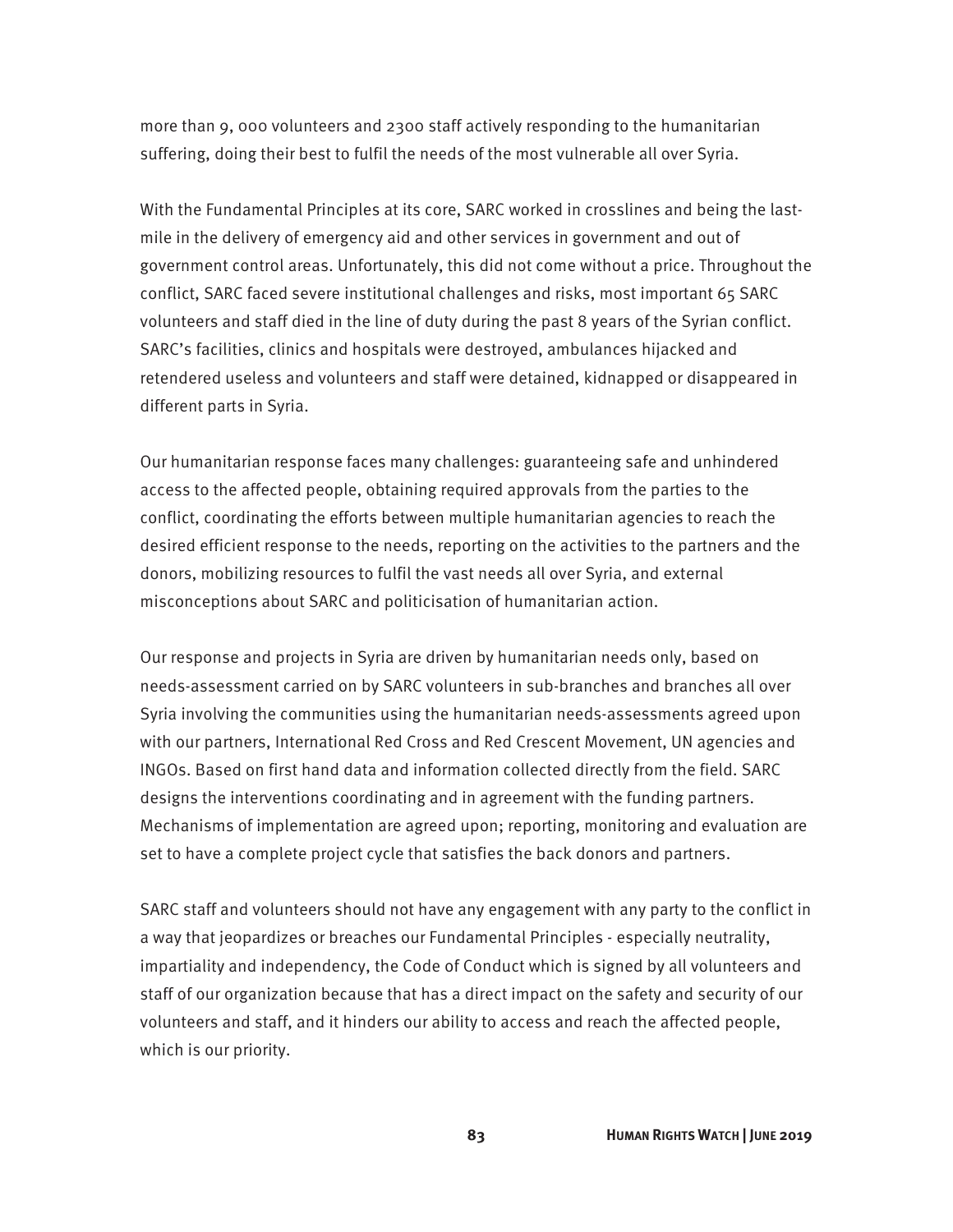more than 9, 000 volunteers and 2300 staff actively responding to the humanitarian suffering, doing their best to fulfil the needs of the most vulnerable all over Syria.

With the Fundamental Principles at its core, SARC worked in crosslines and being the last-mile in the delivery of emergency aid and other services in government and out of government control areas. Unfortunately, this did not come without a price. Throughout the conflict, SARC faced severe institutional challenges and risks, most important 65 SARC volunteers and staff died in the line of duty during the past 8 years of the Syrian conflict. SARC's facilities, clinics and hospitals were destroyed, ambulances hijacked and retendered useless and volunteers and staff were detained, kidnapped or disappeared in different parts in Syria.

Our humanitarian response faces many challenges: guaranteeing safe and unhindered access to the affected people, obtaining required approvals from the parties to the conflict, coordinating the efforts between multiple humanitarian agencies to reach the desired efficient response to the needs, reporting on the activities to the partners and the donors, mobilizing resources to fulfil the vast needs all over Syria, and external misconceptions about SARC and politicisation of humanitarian action.

Our response and projects in Syria are driven by humanitarian needs only, based on needs-assessment carried on by SARC volunteers in sub-branches and branches all over Syria involving the communities using the humanitarian needs-assessments agreed upon with our partners, International Red Cross and Red Crescent Movement, UN agencies and INGOs. Based on first hand data and information collected directly from the field. SARC designs the interventions coordinating and in agreement with the funding partners. Mechanisms of implementation are agreed upon; reporting, monitoring and evaluation are set to have a complete project cycle that satisfies the back donors and partners.

SARC staff and volunteers should not have any engagement with any party to the conflict in a way that jeopardizes or breaches our Fundamental Principles - especially neutrality, impartiality and independency, the Code of Conduct which is signed by all volunteers and staff of our organization because that has a direct impact on the safety and security of our volunteers and staff, and it hinders our ability to access and reach the affected people, which is our priority.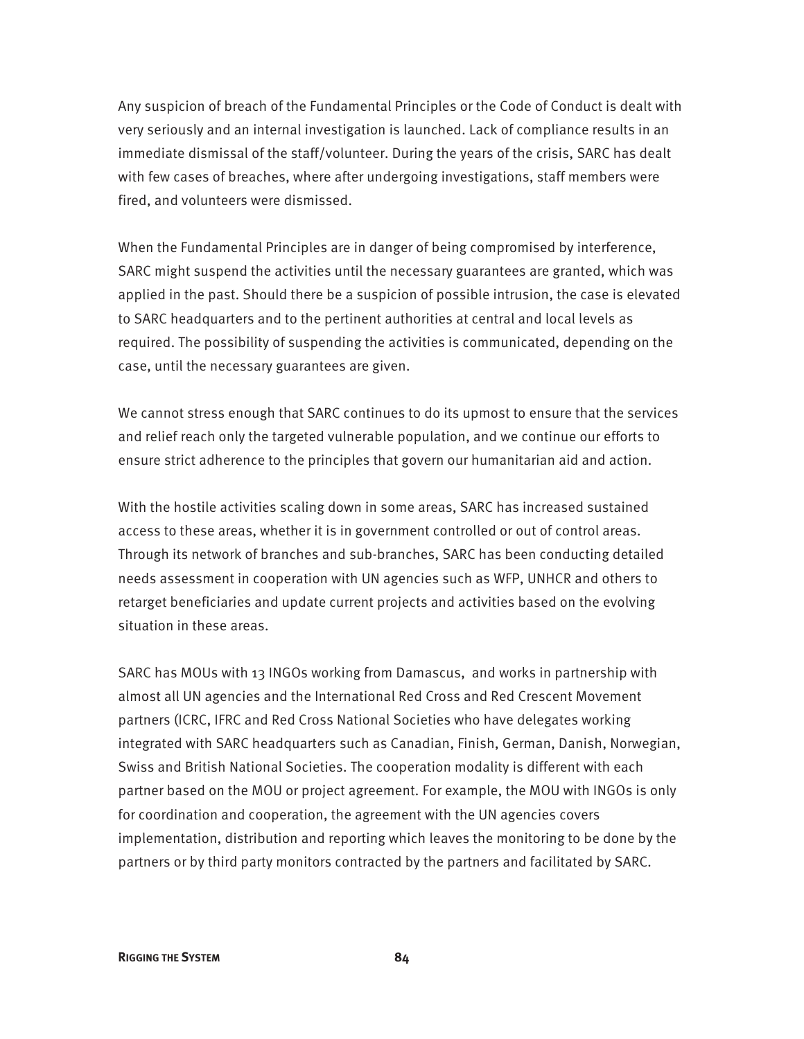Any suspicion of breach of the Fundamental Principles or the Code of Conduct is dealt with very seriously and an internal investigation is launched. Lack of compliance results in an immediate dismissal of the staff/volunteer. During the years of the crisis, SARC has dealt with few cases of breaches, where after undergoing investigations, staff members were fired, and volunteers were dismissed.

When the Fundamental Principles are in danger of being compromised by interference, SARC might suspend the activities until the necessary guarantees are granted, which was applied in the past. Should there be a suspicion of possible intrusion, the case is elevated to SARC headquarters and to the pertinent authorities at central and local levels as required. The possibility of suspending the activities is communicated, depending on the case, until the necessary guarantees are given.

We cannot stress enough that SARC continues to do its upmost to ensure that the services and relief reach only the targeted vulnerable population, and we continue our efforts to ensure strict adherence to the principles that govern our humanitarian aid and action.

With the hostile activities scaling down in some areas, SARC has increased sustained access to these areas, whether it is in government controlled or out of control areas. Through its network of branches and sub-branches, SARC has been conducting detailed needs assessment in cooperation with UN agencies such as WFP, UNHCR and others to retarget beneficiaries and update current projects and activities based on the evolving situation in these areas.

SARC has MOUs with 13 INGOs working from Damascus, and works in partnership with almost all UN agencies and the International Red Cross and Red Crescent Movement partners (ICRC, IFRC and Red Cross National Societies who have delegates working integrated with SARC headquarters such as Canadian, Finish, German, Danish, Norwegian, Swiss and British National Societies. The cooperation modality is different with each partner based on the MOU or project agreement. For example, the MOU with INGOs is only for coordination and cooperation, the agreement with the UN agencies covers implementation, distribution and reporting which leaves the monitoring to be done by the partners or by third party monitors contracted by the partners and facilitated by SARC.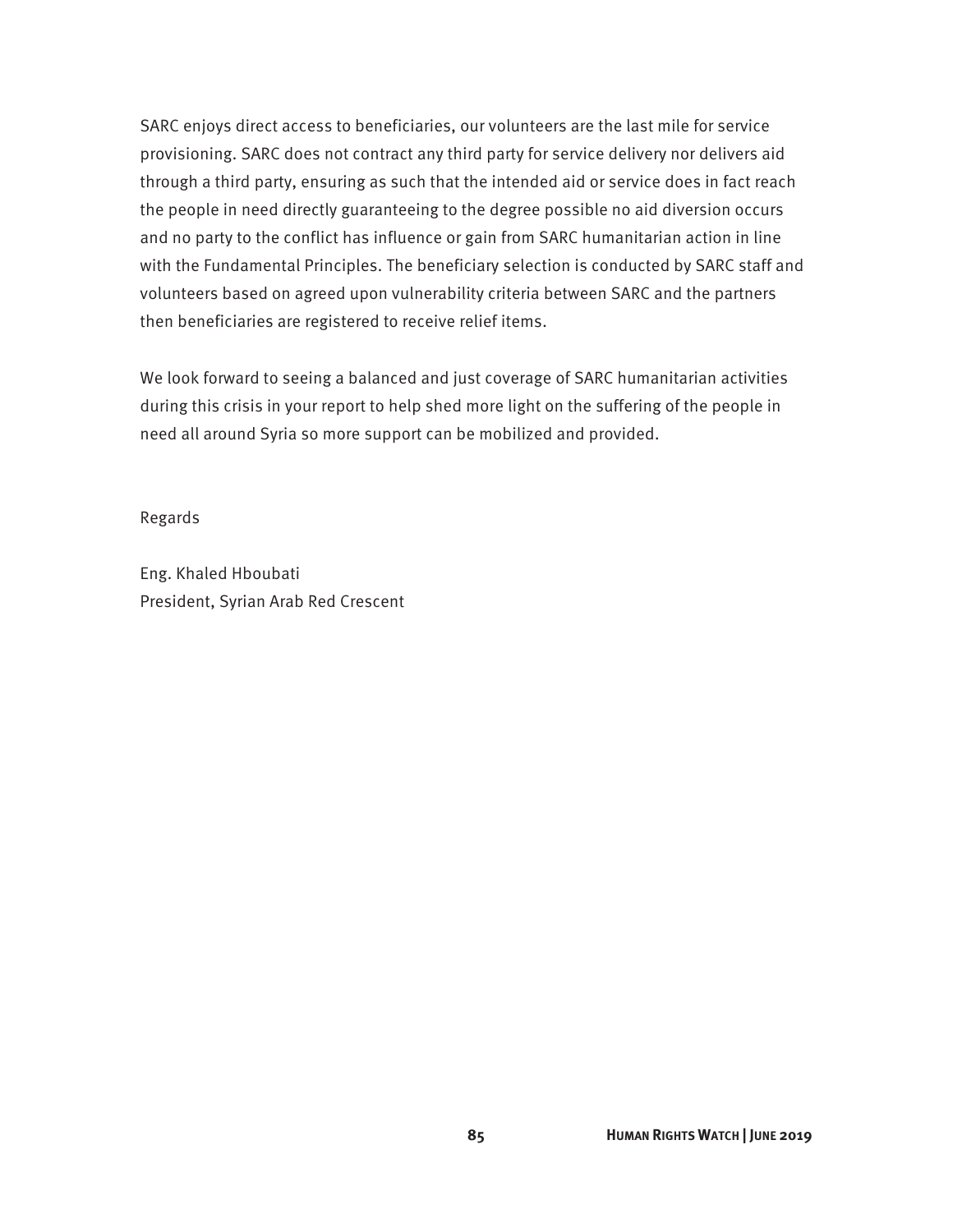SARC enjoys direct access to beneficiaries, our volunteers are the last mile for service provisioning. SARC does not contract any third party for service delivery nor delivers aid through a third party, ensuring as such that the intended aid or service does in fact reach the people in need directly guaranteeing to the degree possible no aid diversion occurs and no party to the conflict has influence or gain from SARC humanitarian action in line with the Fundamental Principles. The beneficiary selection is conducted by SARC staff and volunteers based on agreed upon vulnerability criteria between SARC and the partners then beneficiaries are registered to receive relief items.

We look forward to seeing a balanced and just coverage of SARC humanitarian activities during this crisis in your report to help shed more light on the suffering of the people in need all around Syria so more support can be mobilized and provided.

Regards

Eng. Khaled Hboubati
President, Syrian Arab Red Crescent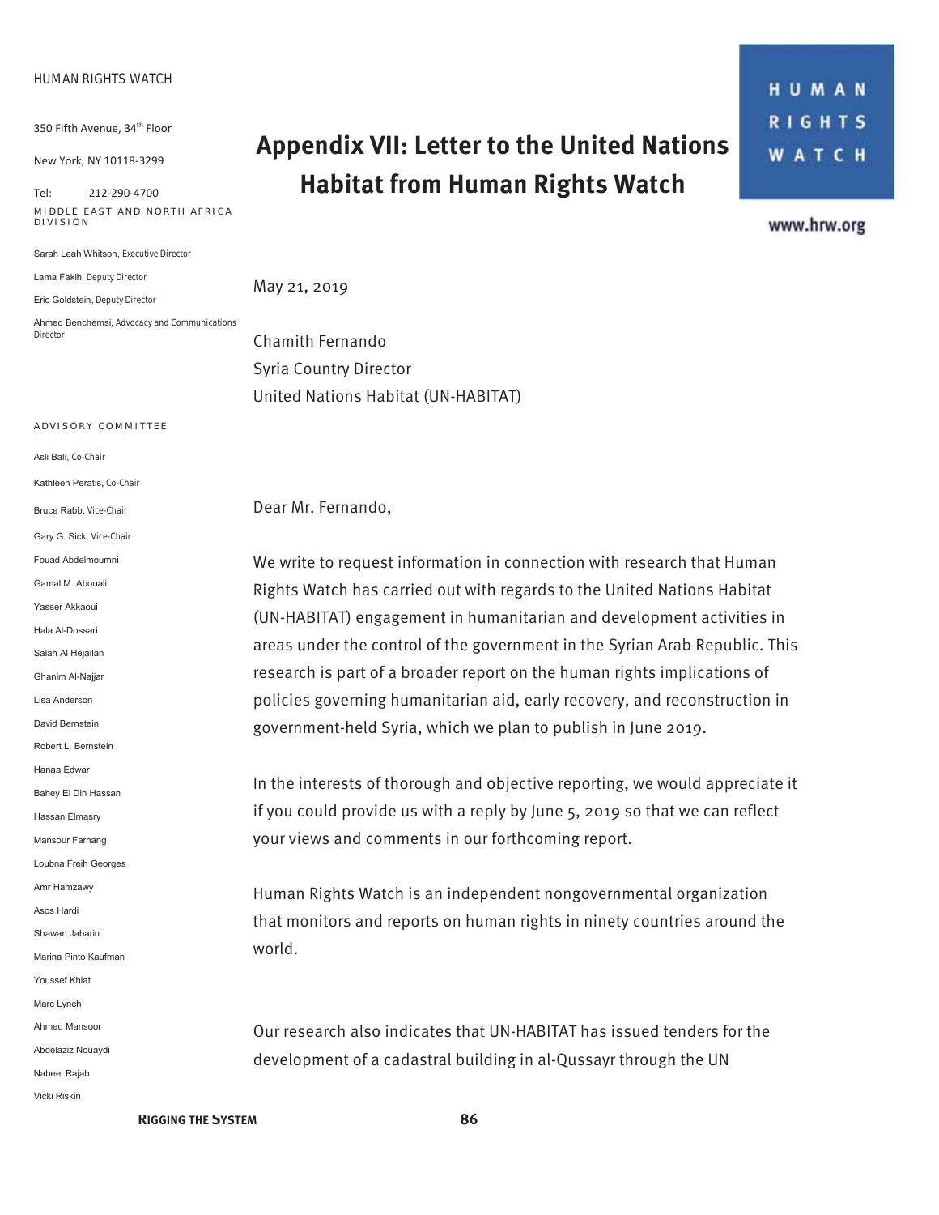# Appendix VII: Letter to the United Nations Habitat from Human Rights Watch

HUMAN RIGHTS WATCH

350 Fifth Avenue, 34th Floor

New York, NY 10118-3299

Tel: 212-290-4700

MIDDLE EAST AND NORTH AFRICA DIVISION

Sarah Leah Whitson, Executive Director

Lama Fakih, Deputy Director

Eric Goldstein, Deputy Director

Ahmed Benchemsi, Advocacy and Communications Director

ADVISORY COMMITTEE

Asli Bali, Co-Chair
Kathleen Peratis, Co-Chair
Bruce Rabb, Vice-Chair
Gary G. Sick, Vice-Chair
Fouad Abdelmoumni
Gamal M. Abouali
Yasser Akkaoui
Hala Al-Dossari
Salah Al Hejailan
Ghanim Al-Najjar
Lisa Anderson
David Bernstein
Robert L. Bernstein
Hanaa Edwar
Bahey El Din Hassan
Hassan Elmasry
Mansour Farhang
Loubna Freih Georges
Amr Hamzawy
Asos Hardi
Shawan Jabarin
Marina Pinto Kaufman
Youssef Khlat
Marc Lynch
Ahmed Mansoor
Abdelaziz Nouaydi
Nabeel Rajab
Vicki Riskin

HUMAN RIGHTS WATCH

www.hrw.org

May 21, 2019

Chamith Fernando
Syria Country Director
United Nations Habitat (UN-HABITAT)

Dear Mr. Fernando,

We write to request information in connection with research that Human Rights Watch has carried out with regards to the United Nations Habitat (UN-HABITAT) engagement in humanitarian and development activities in areas under the control of the government in the Syrian Arab Republic. This research is part of a broader report on the human rights implications of policies governing humanitarian aid, early recovery, and reconstruction in government-held Syria, which we plan to publish in June 2019.

In the interests of thorough and objective reporting, we would appreciate it if you could provide us with a reply by June 5, 2019 so that we can reflect your views and comments in our forthcoming report.

Human Rights Watch is an independent nongovernmental organization that monitors and reports on human rights in ninety countries around the world.

Our research also indicates that UN-HABITAT has issued tenders for the development of a cadastral building in al-Qussayr through the UN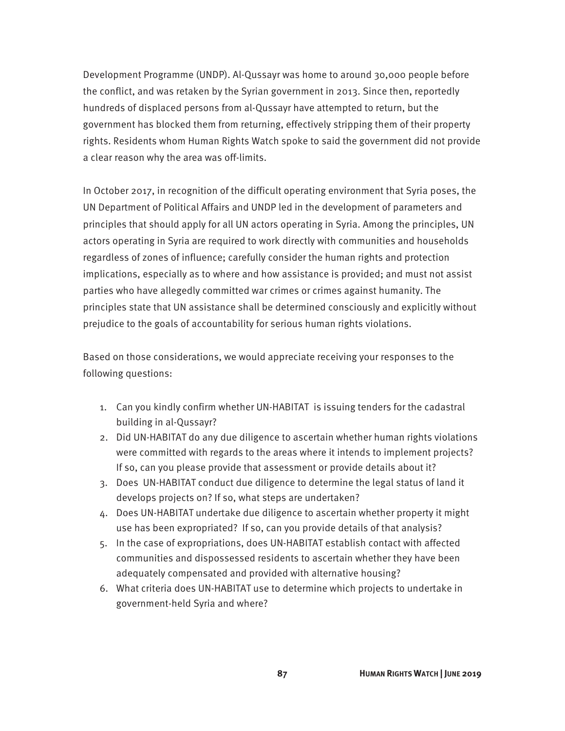Development Programme (UNDP). Al-Qussayr was home to around 30,000 people before the conflict, and was retaken by the Syrian government in 2013. Since then, reportedly hundreds of displaced persons from al-Qussayr have attempted to return, but the government has blocked them from returning, effectively stripping them of their property rights. Residents whom Human Rights Watch spoke to said the government did not provide a clear reason why the area was off-limits.

In October 2017, in recognition of the difficult operating environment that Syria poses, the UN Department of Political Affairs and UNDP led in the development of parameters and principles that should apply for all UN actors operating in Syria. Among the principles, UN actors operating in Syria are required to work directly with communities and households regardless of zones of influence; carefully consider the human rights and protection implications, especially as to where and how assistance is provided; and must not assist parties who have allegedly committed war crimes or crimes against humanity. The principles state that UN assistance shall be determined consciously and explicitly without prejudice to the goals of accountability for serious human rights violations.

Based on those considerations, we would appreciate receiving your responses to the following questions:

1. Can you kindly confirm whether UN-HABITAT is issuing tenders for the cadastral building in al-Qussayr?
2. Did UN-HABITAT do any due diligence to ascertain whether human rights violations were committed with regards to the areas where it intends to implement projects? If so, can you please provide that assessment or provide details about it?
3. Does UN-HABITAT conduct due diligence to determine the legal status of land it develops projects on? If so, what steps are undertaken?
4. Does UN-HABITAT undertake due diligence to ascertain whether property it might use has been expropriated? If so, can you provide details of that analysis?
5. In the case of expropriations, does UN-HABITAT establish contact with affected communities and dispossessed residents to ascertain whether they have been adequately compensated and provided with alternative housing?
6. What criteria does UN-HABITAT use to determine which projects to undertake in government-held Syria and where?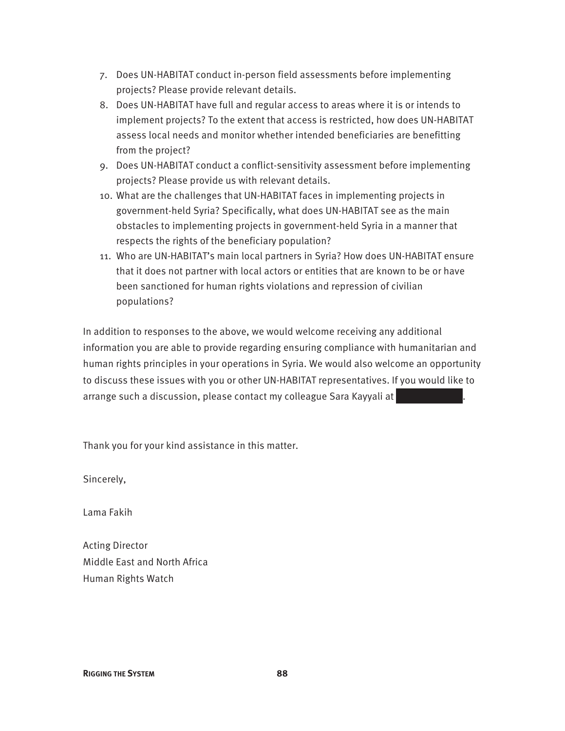7. Does UN-HABITAT conduct in-person field assessments before implementing projects? Please provide relevant details.
8. Does UN-HABITAT have full and regular access to areas where it is or intends to implement projects? To the extent that access is restricted, how does UN-HABITAT assess local needs and monitor whether intended beneficiaries are benefitting from the project?
9. Does UN-HABITAT conduct a conflict-sensitivity assessment before implementing projects? Please provide us with relevant details.
10. What are the challenges that UN-HABITAT faces in implementing projects in government-held Syria? Specifically, what does UN-HABITAT see as the main obstacles to implementing projects in government-held Syria in a manner that respects the rights of the beneficiary population?
11. Who are UN-HABITAT's main local partners in Syria? How does UN-HABITAT ensure that it does not partner with local actors or entities that are known to be or have been sanctioned for human rights violations and repression of civilian populations?

In addition to responses to the above, we would welcome receiving any additional information you are able to provide regarding ensuring compliance with humanitarian and human rights principles in your operations in Syria. We would also welcome an opportunity to discuss these issues with you or other UN-HABITAT representatives. If you would like to arrange such a discussion, please contact my colleague Sara Kayyali at .

Thank you for your kind assistance in this matter.

Sincerely,

Lama Fakih

Acting Director  
Middle East and North Africa  
Human Rights Watch